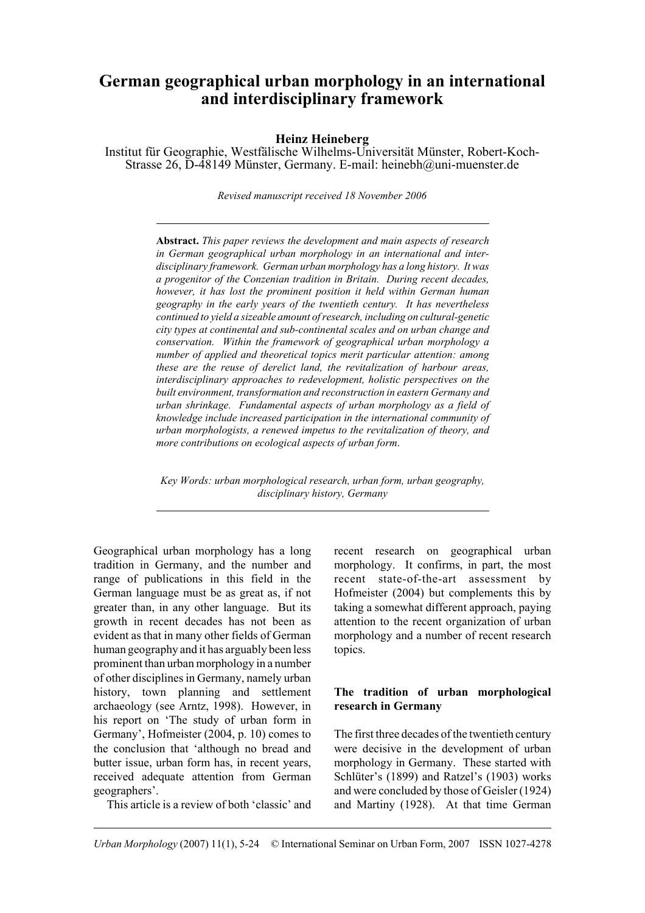# German geographical urban morphology in an international and interdisciplinary framework

**Heinz Heineberg**

Institut für Geographie, Westfälische Wilhelms-Universität Münster, Robert-Koch-Strasse 26, D-48149 Münster, Germany. E-mail: heinebh@uni-muenster.de

*Revised manuscript received 18 November 2006*

---

**Abstract.** *This paper reviews the development and main aspects of research in German geographical urban morphology in an international and interdisciplinary framework. German urban morphology has a long history. It was a progenitor of the Conzenian tradition in Britain. During recent decades, however, it has lost the prominent position it held within German human geography in the early years of the twentieth century. It has nevertheless continued to yield a sizeable amount of research, including on cultural-genetic city types at continental and sub-continental scales and on urban change and conservation. Within the framework of geographical urban morphology a number of applied and theoretical topics merit particular attention: among these are the reuse of derelict land, the revitalization of harbour areas, interdisciplinary approaches to redevelopment, holistic perspectives on the built environment, transformation and reconstruction in eastern Germany and urban shrinkage. Fundamental aspects of urban morphology as a field of knowledge include increased participation in the international community of urban morphologists, a renewed impetus to the revitalization of theory, and more contributions on ecological aspects of urban form.*

*Key Words: urban morphological research, urban form, urban geography, disciplinary history, Germany*

---

Geographical urban morphology has a long tradition in Germany, and the number and range of publications in this field in the German language must be as great as, if not greater than, in any other language. But its growth in recent decades has not been as evident as that in many other fields of German human geography and it has arguably been less prominent than urban morphology in a number of other disciplines in Germany, namely urban history, town planning and settlement archaeology (see Arntz, 1998). However, in his report on 'The study of urban form in Germany', Hofmeister (2004, p. 10) comes to the conclusion that 'although no bread and butter issue, urban form has, in recent years, received adequate attention from German geographers'.

This article is a review of both 'classic' and recent research on geographical urban morphology. It confirms, in part, the most recent state-of-the-art assessment by Hofmeister (2004) but complements this by taking a somewhat different approach, paying attention to the recent organization of urban morphology and a number of recent research topics.

## The tradition of urban morphological research in Germany

The first three decades of the twentieth century were decisive in the development of urban morphology in Germany. These started with Schlüter's (1899) and Ratzel's (1903) works and were concluded by those of Geisler (1924) and Martiny (1928). At that time German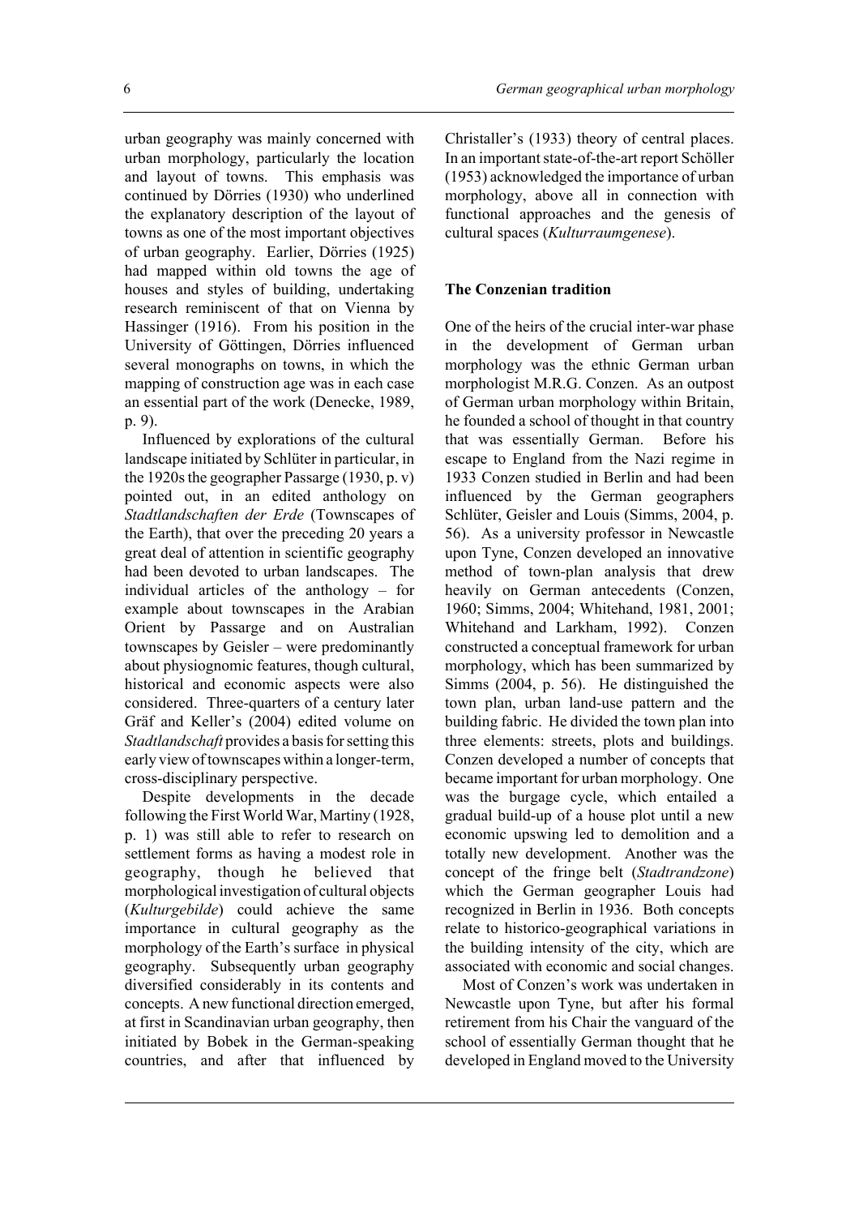urban geography was mainly concerned with urban morphology, particularly the location and layout of towns. This emphasis was continued by Dörries (1930) who underlined the explanatory description of the layout of towns as one of the most important objectives of urban geography. Earlier, Dörries (1925) had mapped within old towns the age of houses and styles of building, undertaking research reminiscent of that on Vienna by Hassinger (1916). From his position in the University of Göttingen, Dörries influenced several monographs on towns, in which the mapping of construction age was in each case an essential part of the work (Denecke, 1989, p. 9).

Influenced by explorations of the cultural landscape initiated by Schlüter in particular, in the 1920s the geographer Passarge (1930, p. v) pointed out, in an edited anthology on *Stadtlandschaften der Erde* (Townscapes of the Earth), that over the preceding 20 years a great deal of attention in scientific geography had been devoted to urban landscapes. The individual articles of the anthology – for example about townscapes in the Arabian Orient by Passarge and on Australian townscapes by Geisler – were predominantly about physiognomic features, though cultural, historical and economic aspects were also considered. Three-quarters of a century later Gräf and Keller's (2004) edited volume on *Stadtlandschaft* provides a basis for setting this early view of townscapes within a longer-term, cross-disciplinary perspective.

Despite developments in the decade following the First World War, Martiny (1928, p. 1) was still able to refer to research on settlement forms as having a modest role in geography, though he believed that morphological investigation of cultural objects (*Kulturgebilde*) could achieve the same importance in cultural geography as the morphology of the Earth's surface in physical geography. Subsequently urban geography diversified considerably in its contents and concepts. A new functional direction emerged, at first in Scandinavian urban geography, then initiated by Bobek in the German-speaking countries, and after that influenced by Christaller's (1933) theory of central places. In an important state-of-the-art report Schöller (1953) acknowledged the importance of urban morphology, above all in connection with functional approaches and the genesis of cultural spaces (*Kulturraumgenese*).

## The Conzenian tradition

One of the heirs of the crucial inter-war phase in the development of German urban morphology was the ethnic German urban morphologist M.R.G. Conzen. As an outpost of German urban morphology within Britain, he founded a school of thought in that country that was essentially German. Before his escape to England from the Nazi regime in 1933 Conzen studied in Berlin and had been influenced by the German geographers Schlüter, Geisler and Louis (Simms, 2004, p. 56). As a university professor in Newcastle upon Tyne, Conzen developed an innovative method of town-plan analysis that drew heavily on German antecedents (Conzen, 1960; Simms, 2004; Whitehand, 1981, 2001; Whitehand and Larkham, 1992). Conzen constructed a conceptual framework for urban morphology, which has been summarized by Simms (2004, p. 56). He distinguished the town plan, urban land-use pattern and the building fabric. He divided the town plan into three elements: streets, plots and buildings. Conzen developed a number of concepts that became important for urban morphology. One was the burgage cycle, which entailed a gradual build-up of a house plot until a new economic upswing led to demolition and a totally new development. Another was the concept of the fringe belt (*Stadtrandzone*) which the German geographer Louis had recognized in Berlin in 1936. Both concepts relate to historico-geographical variations in the building intensity of the city, which are associated with economic and social changes.

Most of Conzen's work was undertaken in Newcastle upon Tyne, but after his formal retirement from his Chair the vanguard of the school of essentially German thought that he developed in England moved to the University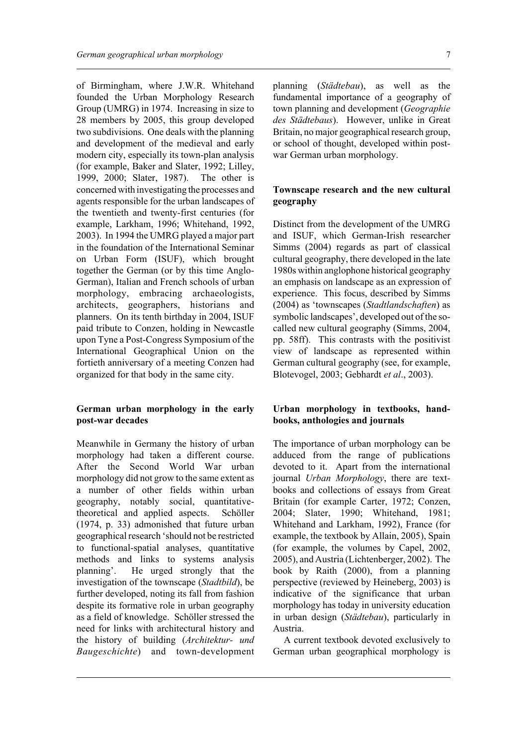of Birmingham, where J.W.R. Whitehand founded the Urban Morphology Research Group (UMRG) in 1974. Increasing in size to 28 members by 2005, this group developed two subdivisions. One deals with the planning and development of the medieval and early modern city, especially its town-plan analysis (for example, Baker and Slater, 1992; Lilley, 1999, 2000; Slater, 1987). The other is concerned with investigating the processes and agents responsible for the urban landscapes of the twentieth and twenty-first centuries (for example, Larkham, 1996; Whitehand, 1992, 2003). In 1994 the UMRG played a major part in the foundation of the International Seminar on Urban Form (ISUF), which brought together the German (or by this time Anglo-German), Italian and French schools of urban morphology, embracing archaeologists, architects, geographers, historians and planners. On its tenth birthday in 2004, ISUF paid tribute to Conzen, holding in Newcastle upon Tyne a Post-Congress Symposium of the International Geographical Union on the fortieth anniversary of a meeting Conzen had organized for that body in the same city.

## German urban morphology in the early post-war decades

Meanwhile in Germany the history of urban morphology had taken a different course. After the Second World War urban morphology did not grow to the same extent as a number of other fields within urban geography, notably social, quantitative-theoretical and applied aspects. Schöller (1974, p. 33) admonished that future urban geographical research 'should not be restricted to functional-spatial analyses, quantitative methods and links to systems analysis planning'. He urged strongly that the investigation of the townscape (*Stadtbild*), be further developed, noting its fall from fashion despite its formative role in urban geography as a field of knowledge. Schöller stressed the need for links with architectural history and the history of building (*Architektur- und Baugeschichte*) and town-development planning (*Städtebau*), as well as the fundamental importance of a geography of town planning and development (*Geographie des Städtebaus*). However, unlike in Great Britain, no major geographical research group, or school of thought, developed within post-war German urban morphology.

## Townscape research and the new cultural geography

Distinct from the development of the UMRG and ISUF, which German-Irish researcher Simms (2004) regards as part of classical cultural geography, there developed in the late 1980s within anglophone historical geography an emphasis on landscape as an expression of experience. This focus, described by Simms (2004) as 'townscapes (*Stadtlandschaften*) as symbolic landscapes', developed out of the so-called new cultural geography (Simms, 2004, pp. 58ff). This contrasts with the positivist view of landscape as represented within German cultural geography (see, for example, Blotevogel, 2003; Gebhardt *et al*., 2003).

## Urban morphology in textbooks, handbooks, anthologies and journals

The importance of urban morphology can be adduced from the range of publications devoted to it. Apart from the international journal *Urban Morphology*, there are textbooks and collections of essays from Great Britain (for example Carter, 1972; Conzen, 2004; Slater, 1990; Whitehand, 1981; Whitehand and Larkham, 1992), France (for example, the textbook by Allain, 2005), Spain (for example, the volumes by Capel, 2002, 2005), and Austria (Lichtenberger, 2002). The book by Raith (2000), from a planning perspective (reviewed by Heineberg, 2003) is indicative of the significance that urban morphology has today in university education in urban design (*Städtebau*), particularly in Austria.

A current textbook devoted exclusively to German urban geographical morphology is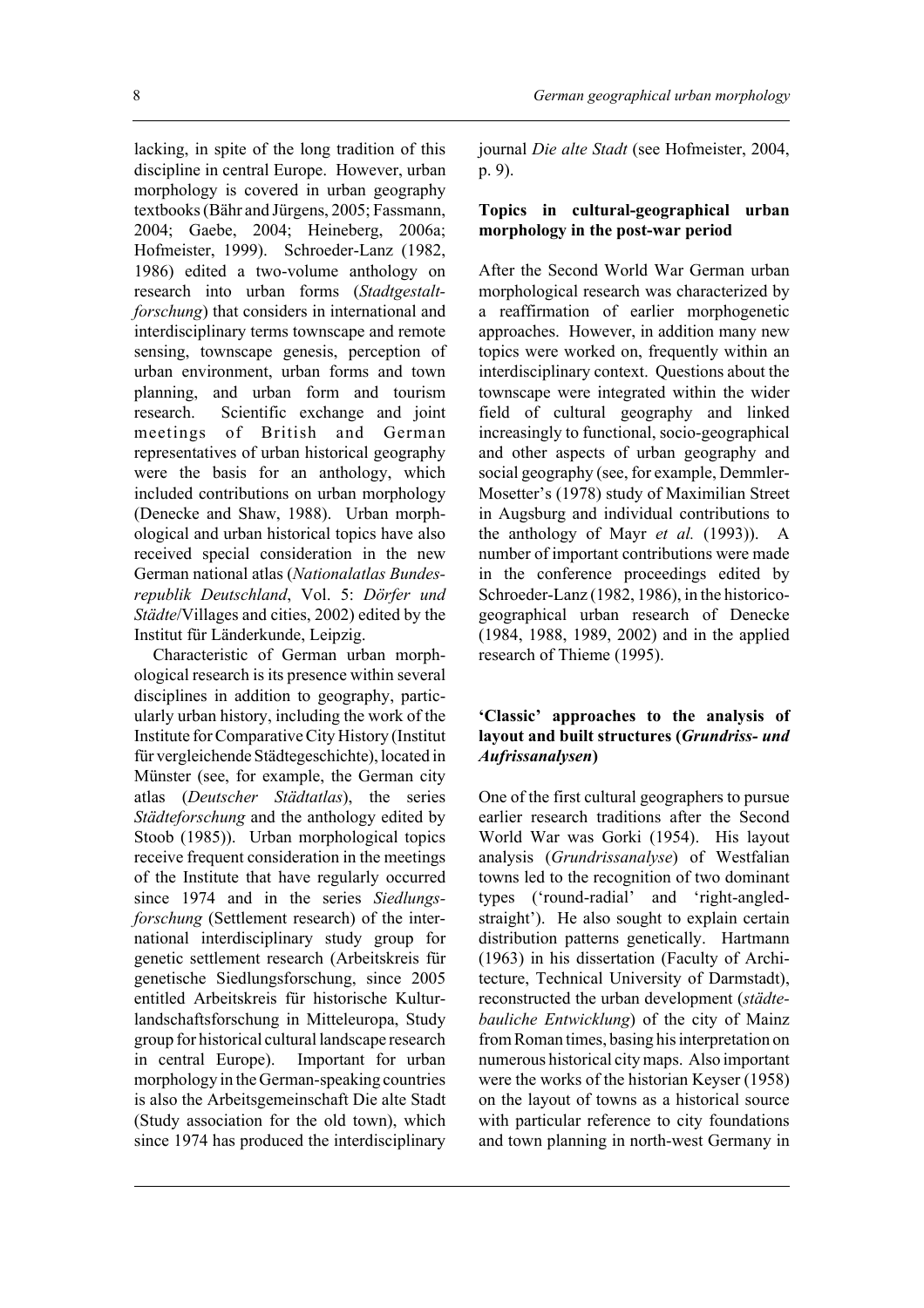lacking, in spite of the long tradition of this discipline in central Europe. However, urban morphology is covered in urban geography textbooks (Bähr and Jürgens, 2005; Fassmann, 2004; Gaebe, 2004; Heineberg, 2006a; Hofmeister, 1999). Schroeder-Lanz (1982, 1986) edited a two-volume anthology on research into urban forms (*Stadtgestaltforschung*) that considers in international and interdisciplinary terms townscape and remote sensing, townscape genesis, perception of urban environment, urban forms and town planning, and urban form and tourism research. Scientific exchange and joint meetings of British and German representatives of urban historical geography were the basis for an anthology, which included contributions on urban morphology (Denecke and Shaw, 1988). Urban morphological and urban historical topics have also received special consideration in the new German national atlas (*Nationalatlas Bundesrepublik Deutschland*, Vol. 5: *Dörfer und Städte*/Villages and cities, 2002) edited by the Institut für Länderkunde, Leipzig.

Characteristic of German urban morphological research is its presence within several disciplines in addition to geography, particularly urban history, including the work of the Institute for Comparative City History (Institut für vergleichende Städtegeschichte), located in Münster (see, for example, the German city atlas (*Deutscher Städtatlas*), the series *Städteforschung* and the anthology edited by Stoob (1985)). Urban morphological topics receive frequent consideration in the meetings of the Institute that have regularly occurred since 1974 and in the series *Siedlungsforschung* (Settlement research) of the international interdisciplinary study group for genetic settlement research (Arbeitskreis für genetische Siedlungsforschung, since 2005 entitled Arbeitskreis für historische Kulturlandschaftsforschung in Mitteleuropa, Study group for historical cultural landscape research in central Europe). Important for urban morphology in the German-speaking countries is also the Arbeitsgemeinschaft Die alte Stadt (Study association for the old town), which since 1974 has produced the interdisciplinary journal *Die alte Stadt* (see Hofmeister, 2004, p. 9).

## Topics in cultural-geographical urban morphology in the post-war period

After the Second World War German urban morphological research was characterized by a reaffirmation of earlier morphogenetic approaches. However, in addition many new topics were worked on, frequently within an interdisciplinary context. Questions about the townscape were integrated within the wider field of cultural geography and linked increasingly to functional, socio-geographical and other aspects of urban geography and social geography (see, for example, Demmler-Mosetter's (1978) study of Maximilian Street in Augsburg and individual contributions to the anthology of Mayr *et al.* (1993)). A number of important contributions were made in the conference proceedings edited by Schroeder-Lanz (1982, 1986), in the historico-geographical urban research of Denecke (1984, 1988, 1989, 2002) and in the applied research of Thieme (1995).

### 'Classic' approaches to the analysis of layout and built structures (*Grundriss- und Aufrissanalysen*)

One of the first cultural geographers to pursue earlier research traditions after the Second World War was Gorki (1954). His layout analysis (*Grundrissanalyse*) of Westfalian towns led to the recognition of two dominant types ('round-radial' and 'right-angled-straight'). He also sought to explain certain distribution patterns genetically. Hartmann (1963) in his dissertation (Faculty of Architecture, Technical University of Darmstadt), reconstructed the urban development (*städtebauliche Entwicklung*) of the city of Mainz from Roman times, basing his interpretation on numerous historical city maps. Also important were the works of the historian Keyser (1958) on the layout of towns as a historical source with particular reference to city foundations and town planning in north-west Germany in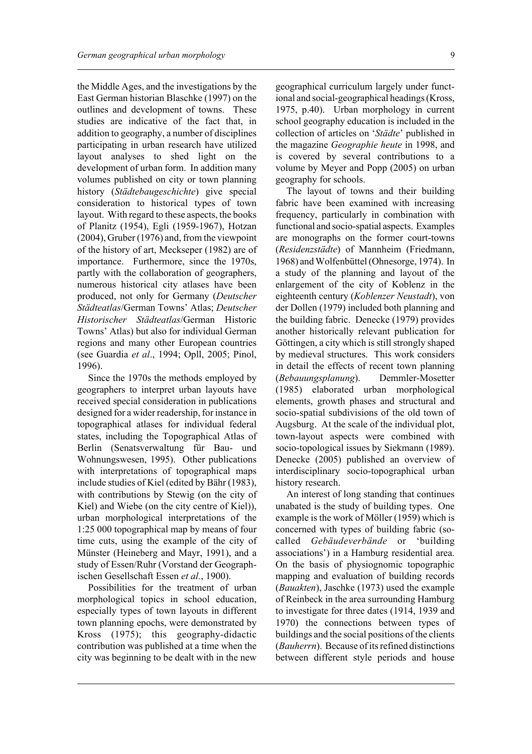the Middle Ages, and the investigations by the East German historian Blaschke (1997) on the outlines and development of towns. These studies are indicative of the fact that, in addition to geography, a number of disciplines participating in urban research have utilized layout analyses to shed light on the development of urban form. In addition many volumes published on city or town planning history (*Städtebaugeschichte*) give special consideration to historical types of town layout. With regard to these aspects, the books of Planitz (1954), Egli (1959-1967), Hotzan (2004), Gruber (1976) and, from the viewpoint of the history of art, Meckseper (1982) are of importance. Furthermore, since the 1970s, partly with the collaboration of geographers, numerous historical city atlases have been produced, not only for Germany (*Deutscher Städteatlas*/German Towns' Atlas; *Deutscher Historischer Städteatlas*/German Historic Towns' Atlas) but also for individual German regions and many other European countries (see Guardia *et al*., 1994; Opll, 2005; Pinol, 1996).

Since the 1970s the methods employed by geographers to interpret urban layouts have received special consideration in publications designed for a wider readership, for instance in topographical atlases for individual federal states, including the Topographical Atlas of Berlin (Senatsverwaltung für Bau- und Wohnungswesen, 1995). Other publications with interpretations of topographical maps include studies of Kiel (edited by Bähr (1983), with contributions by Stewig (on the city of Kiel) and Wiebe (on the city centre of Kiel)), urban morphological interpretations of the 1:25 000 topographical map by means of four time cuts, using the example of the city of Münster (Heineberg and Mayr, 1991), and a study of Essen/Ruhr (Vorstand der Geographischen Gesellschaft Essen *et al.*, 1900).

Possibilities for the treatment of urban morphological topics in school education, especially types of town layouts in different town planning epochs, were demonstrated by Kross (1975); this geography-didactic contribution was published at a time when the city was beginning to be dealt with in the new geographical curriculum largely under functional and social-geographical headings (Kross, 1975, p.40). Urban morphology in current school geography education is included in the collection of articles on '*Städte*' published in the magazine *Geographie heute* in 1998, and is covered by several contributions to a volume by Meyer and Popp (2005) on urban geography for schools.

The layout of towns and their building fabric have been examined with increasing frequency, particularly in combination with functional and socio-spatial aspects. Examples are monographs on the former court-towns (*Residenzstädte*) of Mannheim (Friedmann, 1968) and Wolfenbüttel (Ohnesorge, 1974). In a study of the planning and layout of the enlargement of the city of Koblenz in the eighteenth century (*Koblenzer Neustadt*), von der Dollen (1979) included both planning and the building fabric. Denecke (1979) provides another historically relevant publication for Göttingen, a city which is still strongly shaped by medieval structures. This work considers in detail the effects of recent town planning (*Bebauungsplanung*). Demmler-Mosetter (1985) elaborated urban morphological elements, growth phases and structural and socio-spatial subdivisions of the old town of Augsburg. At the scale of the individual plot, town-layout aspects were combined with socio-topological issues by Siekmann (1989). Denecke (2005) published an overview of interdisciplinary socio-topographical urban history research.

An interest of long standing that continues unabated is the study of building types. One example is the work of Möller (1959) which is concerned with types of building fabric (so-called *Gebäudeverbände* or 'building associations') in a Hamburg residential area. On the basis of physiognomic topographic mapping and evaluation of building records (*Bauakten*), Jaschke (1973) used the example of Reinbeck in the area surrounding Hamburg to investigate for three dates (1914, 1939 and 1970) the connections between types of buildings and the social positions of the clients (*Bauherrn*). Because of its refined distinctions between different style periods and house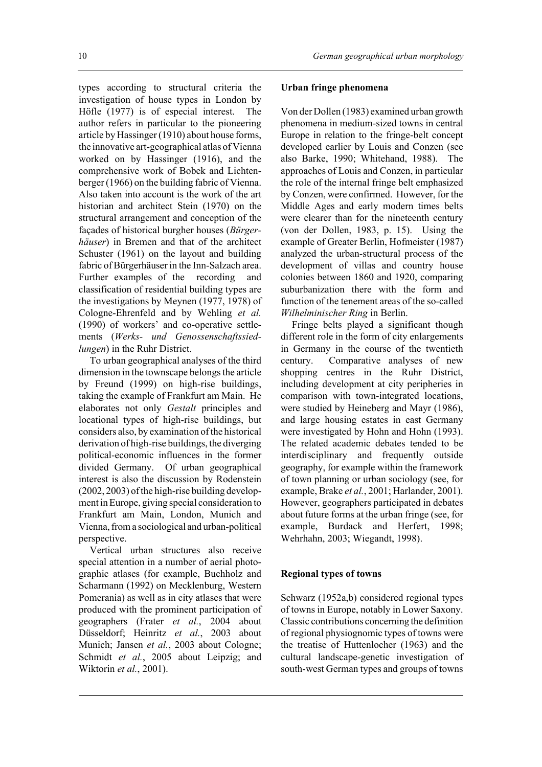types according to structural criteria the investigation of house types in London by Höfle (1977) is of especial interest. The author refers in particular to the pioneering article by Hassinger (1910) about house forms, the innovative art-geographical atlas of Vienna worked on by Hassinger (1916), and the comprehensive work of Bobek and Lichtenberger (1966) on the building fabric of Vienna. Also taken into account is the work of the art historian and architect Stein (1970) on the structural arrangement and conception of the façades of historical burgher houses (*Bürgerhäuser*) in Bremen and that of the architect Schuster (1961) on the layout and building fabric of Bürgerhäuser in the Inn-Salzach area. Further examples of the recording and classification of residential building types are the investigations by Meynen (1977, 1978) of Cologne-Ehrenfeld and by Wehling *et al.* (1990) of workers' and co-operative settlements (*Werks- und Genossenschaftssiedlungen*) in the Ruhr District.

To urban geographical analyses of the third dimension in the townscape belongs the article by Freund (1999) on high-rise buildings, taking the example of Frankfurt am Main. He elaborates not only *Gestalt* principles and locational types of high-rise buildings, but considers also, by examination of the historical derivation of high-rise buildings, the diverging political-economic influences in the former divided Germany. Of urban geographical interest is also the discussion by Rodenstein (2002, 2003) of the high-rise building development in Europe, giving special consideration to Frankfurt am Main, London, Munich and Vienna, from a sociological and urban-political perspective.

Vertical urban structures also receive special attention in a number of aerial photographic atlases (for example, Buchholz and Scharmann (1992) on Mecklenburg, Western Pomerania) as well as in city atlases that were produced with the prominent participation of geographers (Frater *et al.*, 2004 about Düsseldorf; Heinritz *et al.*, 2003 about Munich; Jansen *et al.*, 2003 about Cologne; Schmidt *et al.*, 2005 about Leipzig; and Wiktorin *et al.*, 2001).

## Urban fringe phenomena

Von der Dollen (1983) examined urban growth phenomena in medium-sized towns in central Europe in relation to the fringe-belt concept developed earlier by Louis and Conzen (see also Barke, 1990; Whitehand, 1988). The approaches of Louis and Conzen, in particular the role of the internal fringe belt emphasized by Conzen, were confirmed. However, for the Middle Ages and early modern times belts were clearer than for the nineteenth century (von der Dollen, 1983, p. 15). Using the example of Greater Berlin, Hofmeister (1987) analyzed the urban-structural process of the development of villas and country house colonies between 1860 and 1920, comparing suburbanization there with the form and function of the tenement areas of the so-called *Wilhelminischer Ring* in Berlin.

Fringe belts played a significant though different role in the form of city enlargements in Germany in the course of the twentieth century. Comparative analyses of new shopping centres in the Ruhr District, including development at city peripheries in comparison with town-integrated locations, were studied by Heineberg and Mayr (1986), and large housing estates in east Germany were investigated by Hohn and Hohn (1993). The related academic debates tended to be interdisciplinary and frequently outside geography, for example within the framework of town planning or urban sociology (see, for example, Brake *et al.*, 2001; Harlander, 2001). However, geographers participated in debates about future forms at the urban fringe (see, for example, Burdack and Herfert, 1998; Wehrhahn, 2003; Wiegandt, 1998).

## Regional types of towns

Schwarz (1952a,b) considered regional types of towns in Europe, notably in Lower Saxony. Classic contributions concerning the definition of regional physiognomic types of towns were the treatise of Huttenlocher (1963) and the cultural landscape-genetic investigation of south-west German types and groups of towns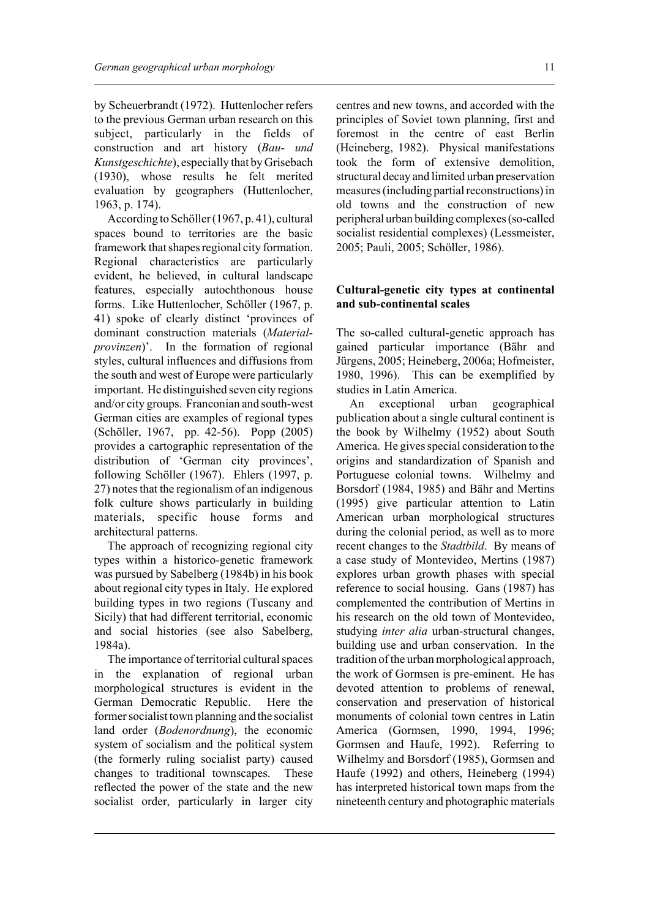by Scheuerbrandt (1972). Huttenlocher refers to the previous German urban research on this subject, particularly in the fields of construction and art history (*Bau- und Kunstgeschichte*), especially that by Grisebach (1930), whose results he felt merited evaluation by geographers (Huttenlocher, 1963, p. 174).

According to Schöller (1967, p. 41), cultural spaces bound to territories are the basic framework that shapes regional city formation. Regional characteristics are particularly evident, he believed, in cultural landscape features, especially autochthonous house forms. Like Huttenlocher, Schöller (1967, p. 41) spoke of clearly distinct 'provinces of dominant construction materials (*Materialprovinzen*)'. In the formation of regional styles, cultural influences and diffusions from the south and west of Europe were particularly important. He distinguished seven city regions and/or city groups. Franconian and south-west German cities are examples of regional types (Schöller, 1967, pp. 42-56). Popp (2005) provides a cartographic representation of the distribution of 'German city provinces', following Schöller (1967). Ehlers (1997, p. 27) notes that the regionalism of an indigenous folk culture shows particularly in building materials, specific house forms and architectural patterns.

The approach of recognizing regional city types within a historico-genetic framework was pursued by Sabelberg (1984b) in his book about regional city types in Italy. He explored building types in two regions (Tuscany and Sicily) that had different territorial, economic and social histories (see also Sabelberg, 1984a).

The importance of territorial cultural spaces in the explanation of regional urban morphological structures is evident in the German Democratic Republic. Here the former socialist town planning and the socialist land order (*Bodenordnung*), the economic system of socialism and the political system (the formerly ruling socialist party) caused changes to traditional townscapes. These reflected the power of the state and the new socialist order, particularly in larger city centres and new towns, and accorded with the principles of Soviet town planning, first and foremost in the centre of east Berlin (Heineberg, 1982). Physical manifestations took the form of extensive demolition, structural decay and limited urban preservation measures (including partial reconstructions) in old towns and the construction of new peripheral urban building complexes (so-called socialist residential complexes) (Lessmeister, 2005; Pauli, 2005; Schöller, 1986).

## Cultural-genetic city types at continental and sub-continental scales

The so-called cultural-genetic approach has gained particular importance (Bähr and Jürgens, 2005; Heineberg, 2006a; Hofmeister, 1980, 1996). This can be exemplified by studies in Latin America.

An exceptional urban geographical publication about a single cultural continent is the book by Wilhelmy (1952) about South America. He gives special consideration to the origins and standardization of Spanish and Portuguese colonial towns. Wilhelmy and Borsdorf (1984, 1985) and Bähr and Mertins (1995) give particular attention to Latin American urban morphological structures during the colonial period, as well as to more recent changes to the *Stadtbild*. By means of a case study of Montevideo, Mertins (1987) explores urban growth phases with special reference to social housing. Gans (1987) has complemented the contribution of Mertins in his research on the old town of Montevideo, studying *inter alia* urban-structural changes, building use and urban conservation. In the tradition of the urban morphological approach, the work of Gormsen is pre-eminent. He has devoted attention to problems of renewal, conservation and preservation of historical monuments of colonial town centres in Latin America (Gormsen, 1990, 1994, 1996; Gormsen and Haufe, 1992). Referring to Wilhelmy and Borsdorf (1985), Gormsen and Haufe (1992) and others, Heineberg (1994) has interpreted historical town maps from the nineteenth century and photographic materials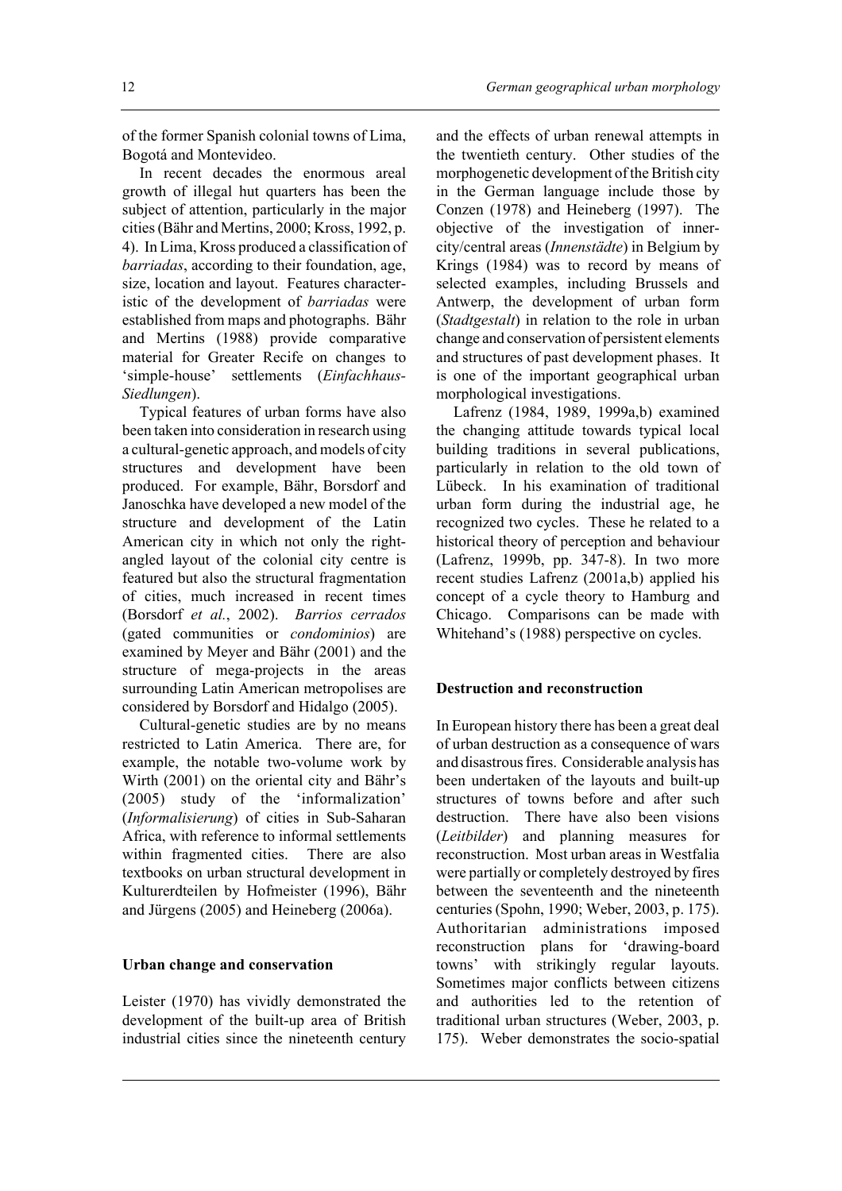of the former Spanish colonial towns of Lima, Bogotá and Montevideo.

In recent decades the enormous areal growth of illegal hut quarters has been the subject of attention, particularly in the major cities (Bähr and Mertins, 2000; Kross, 1992, p. 4). In Lima, Kross produced a classification of *barriadas*, according to their foundation, age, size, location and layout. Features characteristic of the development of *barriadas* were established from maps and photographs. Bähr and Mertins (1988) provide comparative material for Greater Recife on changes to 'simple-house' settlements (*Einfachhaus-Siedlungen*).

Typical features of urban forms have also been taken into consideration in research using a cultural-genetic approach, and models of city structures and development have been produced. For example, Bähr, Borsdorf and Janoschka have developed a new model of the structure and development of the Latin American city in which not only the right-angled layout of the colonial city centre is featured but also the structural fragmentation of cities, much increased in recent times (Borsdorf *et al.*, 2002). *Barrios cerrados* (gated communities or *condominios*) are examined by Meyer and Bähr (2001) and the structure of mega-projects in the areas surrounding Latin American metropolises are considered by Borsdorf and Hidalgo (2005).

Cultural-genetic studies are by no means restricted to Latin America. There are, for example, the notable two-volume work by Wirth (2001) on the oriental city and Bähr's (2005) study of the 'informalization' (*Informalisierung*) of cities in Sub-Saharan Africa, with reference to informal settlements within fragmented cities. There are also textbooks on urban structural development in Kulturerdteilen by Hofmeister (1996), Bähr and Jürgens (2005) and Heineberg (2006a).

## Urban change and conservation

Leister (1970) has vividly demonstrated the development of the built-up area of British industrial cities since the nineteenth century and the effects of urban renewal attempts in the twentieth century. Other studies of the morphogenetic development of the British city in the German language include those by Conzen (1978) and Heineberg (1997). The objective of the investigation of inner-city/central areas (*Innenstädte*) in Belgium by Krings (1984) was to record by means of selected examples, including Brussels and Antwerp, the development of urban form (*Stadtgestalt*) in relation to the role in urban change and conservation of persistent elements and structures of past development phases. It is one of the important geographical urban morphological investigations.

Lafrenz (1984, 1989, 1999a,b) examined the changing attitude towards typical local building traditions in several publications, particularly in relation to the old town of Lübeck. In his examination of traditional urban form during the industrial age, he recognized two cycles. These he related to a historical theory of perception and behaviour (Lafrenz, 1999b, pp. 347-8). In two more recent studies Lafrenz (2001a,b) applied his concept of a cycle theory to Hamburg and Chicago. Comparisons can be made with Whitehand's (1988) perspective on cycles.

## Destruction and reconstruction

In European history there has been a great deal of urban destruction as a consequence of wars and disastrous fires. Considerable analysis has been undertaken of the layouts and built-up structures of towns before and after such destruction. There have also been visions (*Leitbilder*) and planning measures for reconstruction. Most urban areas in Westfalia were partially or completely destroyed by fires between the seventeenth and the nineteenth centuries (Spohn, 1990; Weber, 2003, p. 175). Authoritarian administrations imposed reconstruction plans for 'drawing-board towns' with strikingly regular layouts. Sometimes major conflicts between citizens and authorities led to the retention of traditional urban structures (Weber, 2003, p. 175). Weber demonstrates the socio-spatial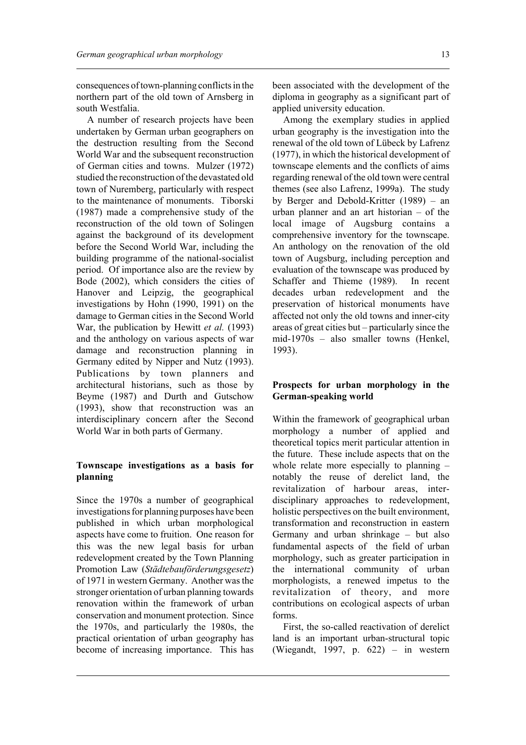consequences of town-planning conflicts in the northern part of the old town of Arnsberg in south Westfalia.

A number of research projects have been undertaken by German urban geographers on the destruction resulting from the Second World War and the subsequent reconstruction of German cities and towns. Mulzer (1972) studied the reconstruction of the devastated old town of Nuremberg, particularly with respect to the maintenance of monuments. Tiborski (1987) made a comprehensive study of the reconstruction of the old town of Solingen against the background of its development before the Second World War, including the building programme of the national-socialist period. Of importance also are the review by Bode (2002), which considers the cities of Hanover and Leipzig, the geographical investigations by Hohn (1990, 1991) on the damage to German cities in the Second World War, the publication by Hewitt *et al.* (1993) and the anthology on various aspects of war damage and reconstruction planning in Germany edited by Nipper and Nutz (1993). Publications by town planners and architectural historians, such as those by Beyme (1987) and Durth and Gutschow (1993), show that reconstruction was an interdisciplinary concern after the Second World War in both parts of Germany.

## Townscape investigations as a basis for planning

Since the 1970s a number of geographical investigations for planning purposes have been published in which urban morphological aspects have come to fruition. One reason for this was the new legal basis for urban redevelopment created by the Town Planning Promotion Law (*Städtebauförderungsgesetz*) of 1971 in western Germany. Another was the stronger orientation of urban planning towards renovation within the framework of urban conservation and monument protection. Since the 1970s, and particularly the 1980s, the practical orientation of urban geography has become of increasing importance. This has been associated with the development of the diploma in geography as a significant part of applied university education.

Among the exemplary studies in applied urban geography is the investigation into the renewal of the old town of Lübeck by Lafrenz (1977), in which the historical development of townscape elements and the conflicts of aims regarding renewal of the old town were central themes (see also Lafrenz, 1999a). The study by Berger and Debold-Kritter (1989) – an urban planner and an art historian – of the local image of Augsburg contains a comprehensive inventory for the townscape. An anthology on the renovation of the old town of Augsburg, including perception and evaluation of the townscape was produced by Schaffer and Thieme (1989). In recent decades urban redevelopment and the preservation of historical monuments have affected not only the old towns and inner-city areas of great cities but – particularly since the mid-1970s – also smaller towns (Henkel, 1993).

## Prospects for urban morphology in the German-speaking world

Within the framework of geographical urban morphology a number of applied and theoretical topics merit particular attention in the future. These include aspects that on the whole relate more especially to planning – notably the reuse of derelict land, the revitalization of harbour areas, inter-disciplinary approaches to redevelopment, holistic perspectives on the built environment, transformation and reconstruction in eastern Germany and urban shrinkage – but also fundamental aspects of the field of urban morphology, such as greater participation in the international community of urban morphologists, a renewed impetus to the revitalization of theory, and more contributions on ecological aspects of urban forms.

First, the so-called reactivation of derelict land is an important urban-structural topic (Wiegandt, 1997, p. 622) – in western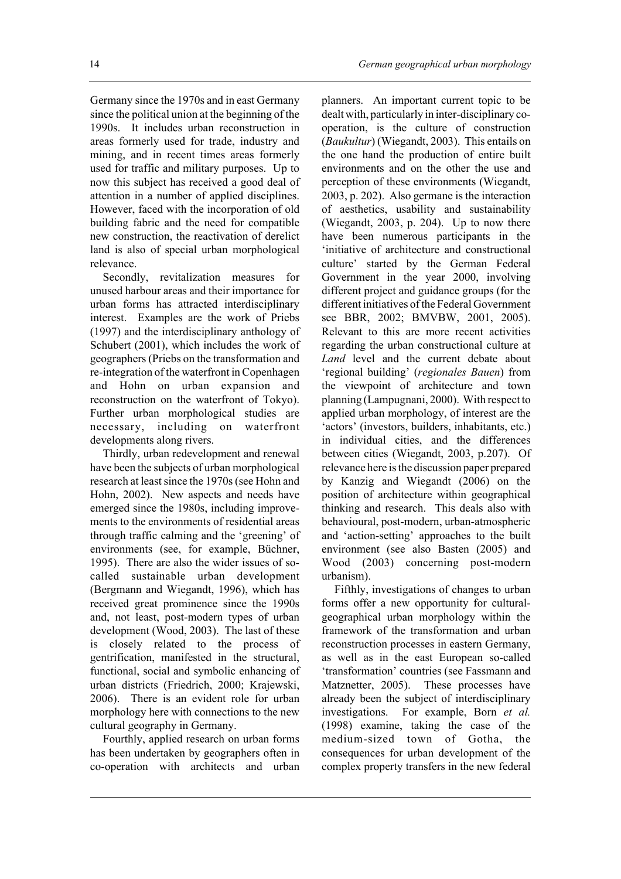Germany since the 1970s and in east Germany since the political union at the beginning of the 1990s. It includes urban reconstruction in areas formerly used for trade, industry and mining, and in recent times areas formerly used for traffic and military purposes. Up to now this subject has received a good deal of attention in a number of applied disciplines. However, faced with the incorporation of old building fabric and the need for compatible new construction, the reactivation of derelict land is also of special urban morphological relevance.

Secondly, revitalization measures for unused harbour areas and their importance for urban forms has attracted interdisciplinary interest. Examples are the work of Priebs (1997) and the interdisciplinary anthology of Schubert (2001), which includes the work of geographers (Priebs on the transformation and re-integration of the waterfront in Copenhagen and Hohn on urban expansion and reconstruction on the waterfront of Tokyo). Further urban morphological studies are necessary, including on waterfront developments along rivers.

Thirdly, urban redevelopment and renewal have been the subjects of urban morphological research at least since the 1970s (see Hohn and Hohn, 2002). New aspects and needs have emerged since the 1980s, including improvements to the environments of residential areas through traffic calming and the 'greening' of environments (see, for example, Büchner, 1995). There are also the wider issues of so-called sustainable urban development (Bergmann and Wiegandt, 1996), which has received great prominence since the 1990s and, not least, post-modern types of urban development (Wood, 2003). The last of these is closely related to the process of gentrification, manifested in the structural, functional, social and symbolic enhancing of urban districts (Friedrich, 2000; Krajewski, 2006). There is an evident role for urban morphology here with connections to the new cultural geography in Germany.

Fourthly, applied research on urban forms has been undertaken by geographers often in co-operation with architects and urban planners. An important current topic to be dealt with, particularly in inter-disciplinary co-operation, is the culture of construction (*Baukultur*) (Wiegandt, 2003). This entails on the one hand the production of entire built environments and on the other the use and perception of these environments (Wiegandt, 2003, p. 202). Also germane is the interaction of aesthetics, usability and sustainability (Wiegandt, 2003, p. 204). Up to now there have been numerous participants in the 'initiative of architecture and constructional culture' started by the German Federal Government in the year 2000, involving different project and guidance groups (for the different initiatives of the Federal Government see BBR, 2002; BMVBW, 2001, 2005). Relevant to this are more recent activities regarding the urban constructional culture at *Land* level and the current debate about 'regional building' (*regionales Bauen*) from the viewpoint of architecture and town planning (Lampugnani, 2000). With respect to applied urban morphology, of interest are the 'actors' (investors, builders, inhabitants, etc.) in individual cities, and the differences between cities (Wiegandt, 2003, p.207). Of relevance here is the discussion paper prepared by Kanzig and Wiegandt (2006) on the position of architecture within geographical thinking and research. This deals also with behavioural, post-modern, urban-atmospheric and 'action-setting' approaches to the built environment (see also Basten (2005) and Wood (2003) concerning post-modern urbanism).

Fifthly, investigations of changes to urban forms offer a new opportunity for cultural-geographical urban morphology within the framework of the transformation and urban reconstruction processes in eastern Germany, as well as in the east European so-called 'transformation' countries (see Fassmann and Matznetter, 2005). These processes have already been the subject of interdisciplinary investigations. For example, Born *et al.* (1998) examine, taking the case of the medium-sized town of Gotha, the consequences for urban development of the complex property transfers in the new federal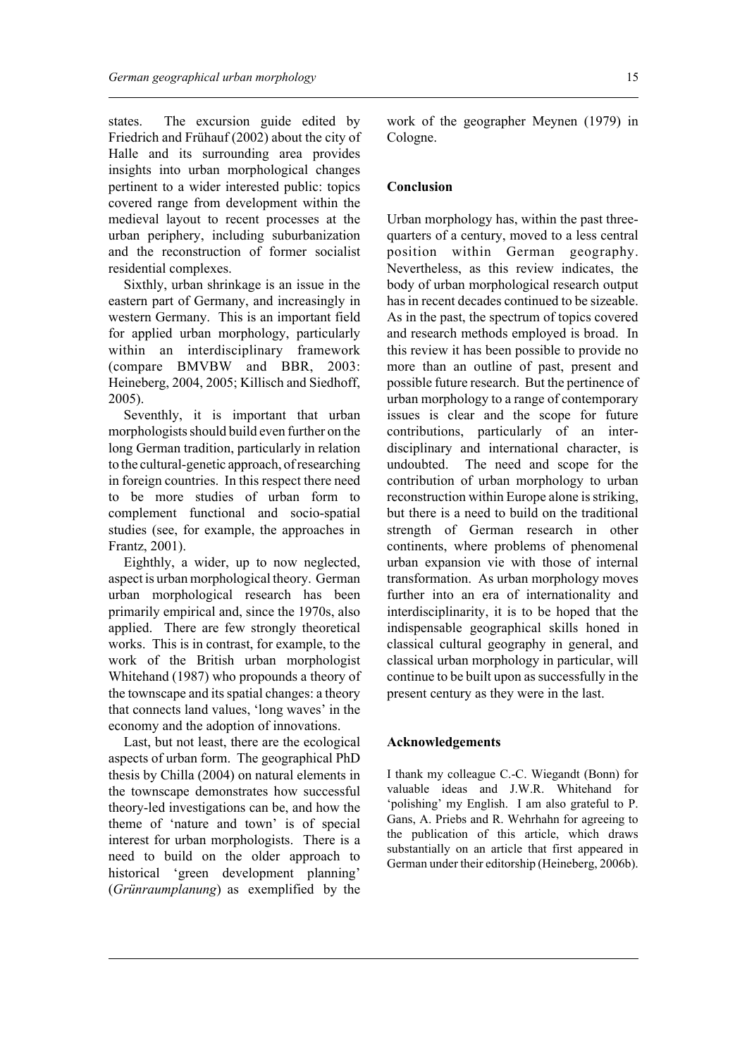states. The excursion guide edited by Friedrich and Frühauf (2002) about the city of Halle and its surrounding area provides insights into urban morphological changes pertinent to a wider interested public: topics covered range from development within the medieval layout to recent processes at the urban periphery, including suburbanization and the reconstruction of former socialist residential complexes.

Sixthly, urban shrinkage is an issue in the eastern part of Germany, and increasingly in western Germany. This is an important field for applied urban morphology, particularly within an interdisciplinary framework (compare BMVBW and BBR, 2003: Heineberg, 2004, 2005; Killisch and Siedhoff, 2005).

Seventhly, it is important that urban morphologists should build even further on the long German tradition, particularly in relation to the cultural-genetic approach, of researching in foreign countries. In this respect there need to be more studies of urban form to complement functional and socio-spatial studies (see, for example, the approaches in Frantz, 2001).

Eighthly, a wider, up to now neglected, aspect is urban morphological theory. German urban morphological research has been primarily empirical and, since the 1970s, also applied. There are few strongly theoretical works. This is in contrast, for example, to the work of the British urban morphologist Whitehand (1987) who propounds a theory of the townscape and its spatial changes: a theory that connects land values, 'long waves' in the economy and the adoption of innovations.

Last, but not least, there are the ecological aspects of urban form. The geographical PhD thesis by Chilla (2004) on natural elements in the townscape demonstrates how successful theory-led investigations can be, and how the theme of 'nature and town' is of special interest for urban morphologists. There is a need to build on the older approach to historical 'green development planning' (*Grünraumplanung*) as exemplified by the work of the geographer Meynen (1979) in Cologne.

## Conclusion

Urban morphology has, within the past three-quarters of a century, moved to a less central position within German geography. Nevertheless, as this review indicates, the body of urban morphological research output has in recent decades continued to be sizeable. As in the past, the spectrum of topics covered and research methods employed is broad. In this review it has been possible to provide no more than an outline of past, present and possible future research. But the pertinence of urban morphology to a range of contemporary issues is clear and the scope for future contributions, particularly of an inter-disciplinary and international character, is undoubted. The need and scope for the contribution of urban morphology to urban reconstruction within Europe alone is striking, but there is a need to build on the traditional strength of German research in other continents, where problems of phenomenal urban expansion vie with those of internal transformation. As urban morphology moves further into an era of internationality and interdisciplinarity, it is to be hoped that the indispensable geographical skills honed in classical cultural geography in general, and classical urban morphology in particular, will continue to be built upon as successfully in the present century as they were in the last.

## Acknowledgements

I thank my colleague C.-C. Wiegandt (Bonn) for valuable ideas and J.W.R. Whitehand for 'polishing' my English. I am also grateful to P. Gans, A. Priebs and R. Wehrhahn for agreeing to the publication of this article, which draws substantially on an article that first appeared in German under their editorship (Heineberg, 2006b).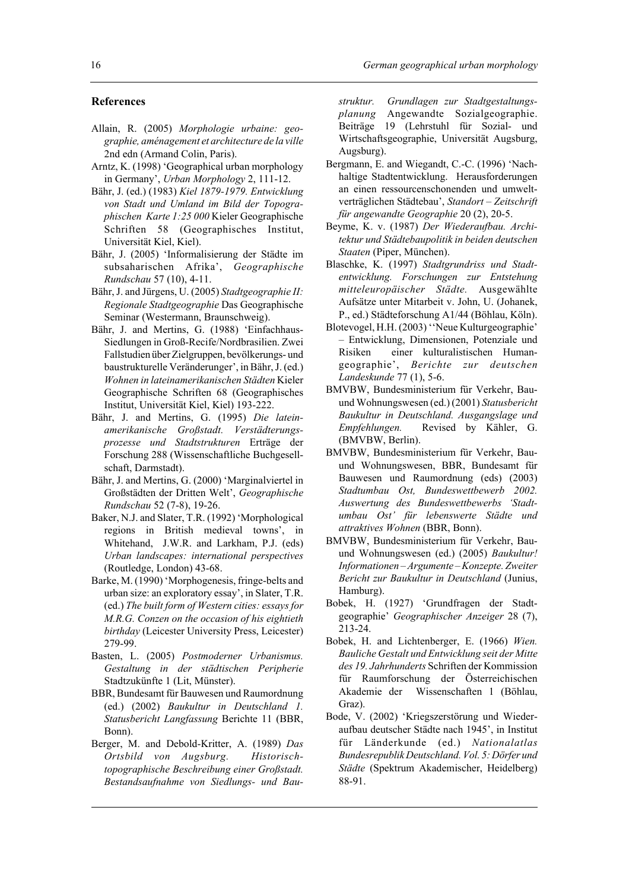## References

Allain, R. (2005) *Morphologie urbaine: géographie, aménagement et architecture de la ville* 2nd edn (Armand Colin, Paris).

Arntz, K. (1998) 'Geographical urban morphology in Germany', *Urban Morphology* 2, 111-12.

Bähr, J. (ed.) (1983) *Kiel 1879-1979. Entwicklung von Stadt und Umland im Bild der Topographischen Karte 1:25 000* Kieler Geographische Schriften 58 (Geographisches Institut, Universität Kiel, Kiel).

Bähr, J. (2005) 'Informalisierung der Städte im subsaharischen Afrika', *Geographische Rundschau* 57 (10), 4-11.

Bähr, J. and Jürgens, U. (2005) *Stadtgeographie II: Regionale Stadtgeographie* Das Geographische Seminar (Westermann, Braunschweig).

Bähr, J. and Mertins, G. (1988) 'Einfachhaus-Siedlungen in Groß-Recife/Nordbrasilien. Zwei Fallstudien über Zielgruppen, bevölkerungs- und baustrukturelle Veränderungen', in Bähr, J. (ed.) *Wohnen in lateinamerikanischen Städten* Kieler Geographische Schriften 68 (Geographisches Institut, Universität Kiel, Kiel) 193-222.

Bähr, J. and Mertins, G. (1995) *Die lateinamerikanische Großstadt. Verstädterungsprozesse und Stadtstrukturen* Erträge der Forschung 288 (Wissenschaftliche Buchgesellschaft, Darmstadt).

Bähr, J. and Mertins, G. (2000) 'Marginalviertel in Großstädten der Dritten Welt', *Geographische Rundschau* 52 (7-8), 19-26.

Baker, N.J. and Slater, T.R. (1992) 'Morphological regions in British medieval towns', in Whitehand, J.W.R. and Larkham, P.J. (eds) *Urban landscapes: international perspectives* (Routledge, London) 43-68.

Barke, M. (1990) 'Morphogenesis, fringe-belts and urban size: an exploratory essay', in Slater, T.R. (ed.) *The built form of Western cities: essays for M.R.G. Conzen on the occasion of his eightieth birthday* (Leicester University Press, Leicester) 279-99.

Basten, L. (2005) *Postmoderner Urbanismus. Gestaltung in der städtischen Peripherie* Stadtzukünfte 1 (Lit, Münster).

BBR, Bundesamt für Bauwesen und Raumordnung (ed.) (2002) *Baukultur in Deutschland 1. Statusbericht Langfassung* Berichte 11 (BBR, Bonn).

Berger, M. and Debold-Kritter, A. (1989) *Das Ortsbild von Augsburg. Historisch-topographische Beschreibung einer Großstadt. Bestandsaufnahme von Siedlungs- und Baustruktur. Grundlagen zur Stadtgestaltungsplanung* Angewandte Sozialgeographie. Beiträge 19 (Lehrstuhl für Sozial- und Wirtschaftsgeographie, Universität Augsburg, Augsburg).

Bergmann, E. and Wiegandt, C.-C. (1996) 'Nachhaltige Stadtentwicklung. Herausforderungen an einen ressourcenschonenden und umweltverträglichen Städtebau', *Standort – Zeitschrift für angewandte Geographie* 20 (2), 20-5.

Beyme, K. v. (1987) *Der Wiederaufbau. Architektur und Städtebaupolitik in beiden deutschen Staaten* (Piper, München).

Blaschke, K. (1997) *Stadtgrundriss und Stadtentwicklung. Forschungen zur Entstehung mitteleuropäischer Städte.* Ausgewählte Aufsätze unter Mitarbeit v. John, U. (Johanek, P., ed.) Städteforschung A1/44 (Böhlau, Köln).

Blotevogel, H.H. (2003) ''Neue Kulturgeographie' – Entwicklung, Dimensionen, Potenziale und Risiken einer kulturalistischen Humangeographie', *Berichte zur deutschen Landeskunde* 77 (1), 5-6.

BMVBW, Bundesministerium für Verkehr, Bau- und Wohnungswesen (ed.) (2001) *Statusbericht Baukultur in Deutschland. Ausgangslage und Empfehlungen.* Revised by Kähler, G. (BMVBW, Berlin).

BMVBW, Bundesministerium für Verkehr, Bau- und Wohnungswesen, BBR, Bundesamt für Bauwesen und Raumordnung (eds) (2003) *Stadtumbau Ost, Bundeswettbewerb 2002. Auswertung des Bundeswettbewerbs 'Stadtumbau Ost' für lebenswerte Städte und attraktives Wohnen* (BBR, Bonn).

BMVBW, Bundesministerium für Verkehr, Bau- und Wohnungswesen (ed.) (2005) *Baukultur! Informationen – Argumente – Konzepte. Zweiter Bericht zur Baukultur in Deutschland* (Junius, Hamburg).

Bobek, H. (1927) 'Grundfragen der Stadtgeographie' *Geographischer Anzeiger* 28 (7), 213-24.

Bobek, H. and Lichtenberger, E. (1966) *Wien. Bauliche Gestalt und Entwicklung seit der Mitte des 19. Jahrhunderts* Schriften der Kommission für Raumforschung der Österreichischen Akademie der Wissenschaften 1 (Böhlau, Graz).

Bode, V. (2002) 'Kriegszerstörung und Wiederaufbau deutscher Städte nach 1945', in Institut für Länderkunde (ed.) *Nationalatlas Bundesrepublik Deutschland. Vol. 5: Dörfer und Städte* (Spektrum Akademischer, Heidelberg) 88-91.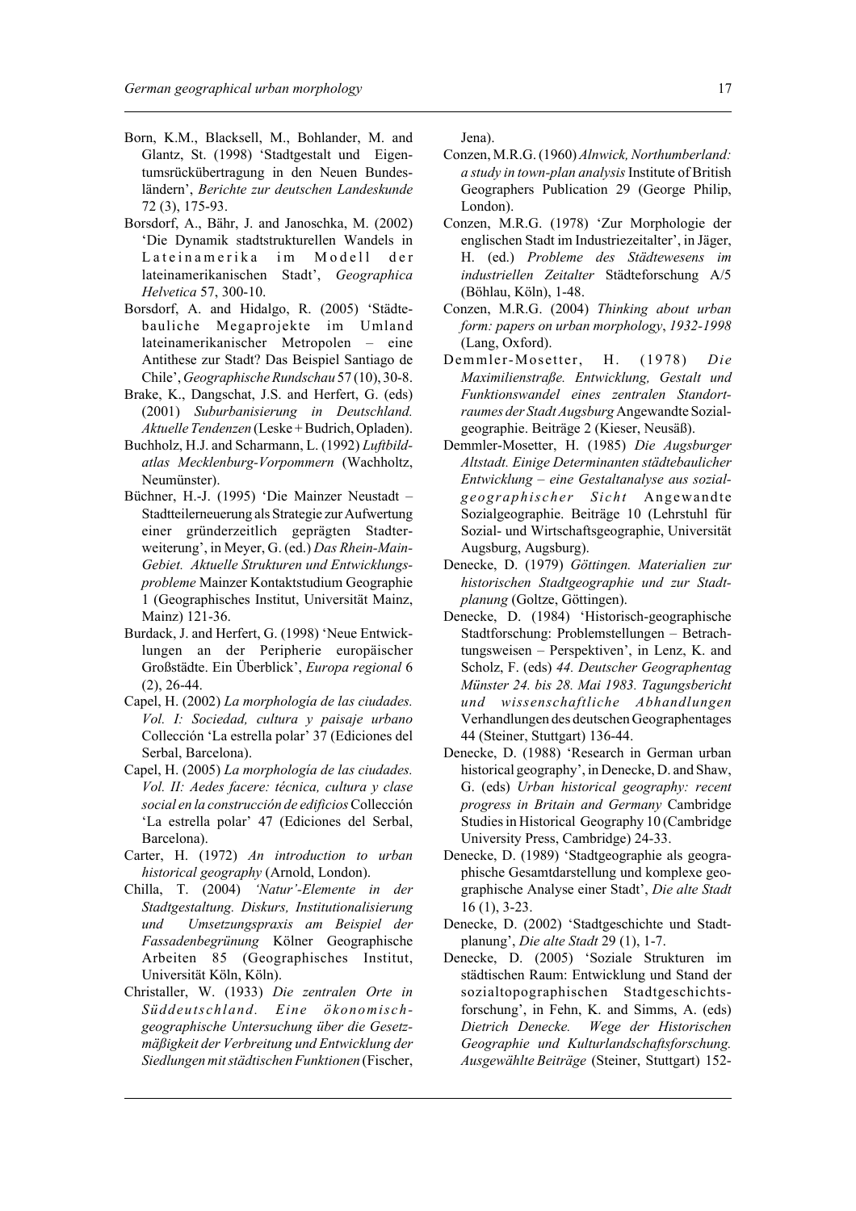Born, K.M., Blacksell, M., Bohlander, M. and Glantz, St. (1998) 'Stadtgestalt und Eigentumsrückübertragung in den Neuen Bundesländern', *Berichte zur deutschen Landeskunde* 72 (3), 175-93.

Borsdorf, A., Bähr, J. and Janoschka, M. (2002) 'Die Dynamik stadtstrukturellen Wandels in Lateinamerika im Modell der lateinamerikanischen Stadt', *Geographica Helvetica* 57, 300-10.

Borsdorf, A. and Hidalgo, R. (2005) 'Städtebauliche Megaprojekte im Umland lateinamerikanischer Metropolen – eine Antithese zur Stadt? Das Beispiel Santiago de Chile', *Geographische Rundschau* 57 (10), 30-8.

Brake, K., Dangschat, J.S. and Herfert, G. (eds) (2001) *Suburbanisierung in Deutschland. Aktuelle Tendenzen* (Leske + Budrich, Opladen).

Buchholz, H.J. and Scharmann, L. (1992) *Luftbildatlas Mecklenburg-Vorpommern* (Wachholtz, Neumünster).

Büchner, H.-J. (1995) 'Die Mainzer Neustadt – Stadtteilerneuerung als Strategie zur Aufwertung einer gründerzeitlich geprägten Stadterweiterung', in Meyer, G. (ed.) *Das Rhein-Main-Gebiet. Aktuelle Strukturen und Entwicklungsprobleme* Mainzer Kontaktstudium Geographie 1 (Geographisches Institut, Universität Mainz, Mainz) 121-36.

Burdack, J. and Herfert, G. (1998) 'Neue Entwicklungen an der Peripherie europäischer Großstädte. Ein Überblick', *Europa regional* 6 (2), 26-44.

Capel, H. (2002) *La morphología de las ciudades. Vol. I: Sociedad, cultura y paisaje urbano* Collección 'La estrella polar' 37 (Ediciones del Serbal, Barcelona).

Capel, H. (2005) *La morphología de las ciudades. Vol. II: Aedes facere: técnica, cultura y clase social en la construcción de edificios* Collección 'La estrella polar' 47 (Ediciones del Serbal, Barcelona).

Carter, H. (1972) *An introduction to urban historical geography* (Arnold, London).

Chilla, T. (2004) *'Natur'-Elemente in der Stadtgestaltung. Diskurs, Institutionalisierung und Umsetzungspraxis am Beispiel der Fassadenbegrünung* Kölner Geographische Arbeiten 85 (Geographisches Institut, Universität Köln, Köln).

Christaller, W. (1933) *Die zentralen Orte in Süddeutschland. Eine ökonomisch-geographische Untersuchung über die Gesetzmäßigkeit der Verbreitung und Entwicklung der Siedlungen mit städtischen Funktionen* (Fischer, Jena).

Conzen, M.R.G. (1960) *Alnwick, Northumberland: a study in town-plan analysis* Institute of British Geographers Publication 29 (George Philip, London).

Conzen, M.R.G. (1978) 'Zur Morphologie der englischen Stadt im Industriezeitalter', in Jäger, H. (ed.) *Probleme des Städtewesens im industriellen Zeitalter* Städteforschung A/5 (Böhlau, Köln), 1-48.

Conzen, M.R.G. (2004) *Thinking about urban form: papers on urban morphology, 1932-1998* (Lang, Oxford).

Demmler-Mosetter, H. (1978) *Die Maximilianstraße. Entwicklung, Gestalt und Funktionswandel eines zentralen Standortraumes der Stadt Augsburg* Angewandte Sozialgeographie. Beiträge 2 (Kieser, Neusäß).

Demmler-Mosetter, H. (1985) *Die Augsburger Altstadt. Einige Determinanten städtebaulicher Entwicklung – eine Gestaltanalyse aus sozialgeographischer Sicht* Angewandte Sozialgeographie. Beiträge 10 (Lehrstuhl für Sozial- und Wirtschaftsgeographie, Universität Augsburg, Augsburg).

Denecke, D. (1979) *Göttingen. Materialien zur historischen Stadtgeographie und zur Stadtplanung* (Goltze, Göttingen).

Denecke, D. (1984) 'Historisch-geographische Stadtforschung: Problemstellungen – Betrachtungsweisen – Perspektiven', in Lenz, K. and Scholz, F. (eds) *44. Deutscher Geographentag Münster 24. bis 28. Mai 1983. Tagungsbericht und wissenschaftliche Abhandlungen* Verhandlungen des deutschen Geographentages 44 (Steiner, Stuttgart) 136-44.

Denecke, D. (1988) 'Research in German urban historical geography', in Denecke, D. and Shaw, G. (eds) *Urban historical geography: recent progress in Britain and Germany* Cambridge Studies in Historical Geography 10 (Cambridge University Press, Cambridge) 24-33.

Denecke, D. (1989) 'Stadtgeographie als geographische Gesamtdarstellung und komplexe geographische Analyse einer Stadt', *Die alte Stadt* 16 (1), 3-23.

Denecke, D. (2002) 'Stadtgeschichte und Stadtplanung', *Die alte Stadt* 29 (1), 1-7.

Denecke, D. (2005) 'Soziale Strukturen im städtischen Raum: Entwicklung und Stand der sozialtopographischen Stadtgeschichtsforschung', in Fehn, K. and Simms, A. (eds) *Dietrich Denecke. Wege der Historischen Geographie und Kulturlandschaftsforschung. Ausgewählte Beiträge* (Steiner, Stuttgart) 152-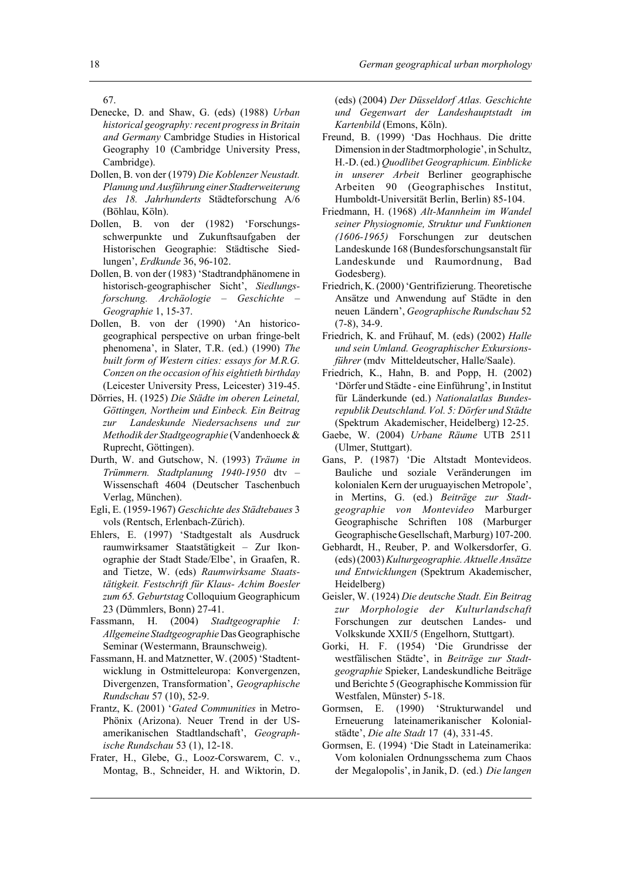67.

Denecke, D. and Shaw, G. (eds) (1988) *Urban historical geography: recent progress in Britain and Germany* Cambridge Studies in Historical Geography 10 (Cambridge University Press, Cambridge).

Dollen, B. von der (1979) *Die Koblenzer Neustadt. Planung und Ausführung einer Stadterweiterung des 18. Jahrhunderts* Städteforschung A/6 (Böhlau, Köln).

Dollen, B. von der (1982) 'Forschungsschwerpunkte und Zukunftsaufgaben der Historischen Geographie: Städtische Siedlungen', *Erdkunde* 36, 96-102.

Dollen, B. von der (1983) 'Stadtrandphänomene in historisch-geographischer Sicht', *Siedlungsforschung. Archäologie – Geschichte – Geographie* 1, 15-37.

Dollen, B. von der (1990) 'An historico-geographical perspective on urban fringe-belt phenomena', in Slater, T.R. (ed.) (1990) *The built form of Western cities: essays for M.R.G. Conzen on the occasion of his eightieth birthday* (Leicester University Press, Leicester) 319-45.

Dörries, H. (1925) *Die Städte im oberen Leinetal, Göttingen, Northeim und Einbeck. Ein Beitrag zur Landeskunde Niedersachsens und zur Methodik der Stadtgeographie* (Vandenhoeck & Ruprecht, Göttingen).

Durth, W. and Gutschow, N. (1993) *Träume in Trümmern. Stadtplanung 1940-1950* dtv – Wissenschaft 4604 (Deutscher Taschenbuch Verlag, München).

Egli, E. (1959-1967) *Geschichte des Städtebaues* 3 vols (Rentsch, Erlenbach-Zürich).

Ehlers, E. (1997) 'Stadtgestalt als Ausdruck raumwirksamer Staatstätigkeit – Zur Ikonographie der Stadt Stade/Elbe', in Graafen, R. and Tietze, W. (eds) *Raumwirksame Staatstätigkeit. Festschrift für Klaus- Achim Boesler zum 65. Geburtstag* Colloquium Geographicum 23 (Dümmlers, Bonn) 27-41.

Fassmann, H. (2004) *Stadtgeographie I: Allgemeine Stadtgeographie* Das Geographische Seminar (Westermann, Braunschweig).

Fassmann, H. and Matznetter, W. (2005) 'Stadtentwicklung in Ostmitteleuropa: Konvergenzen, Divergenzen, Transformation', *Geographische Rundschau* 57 (10), 52-9.

Frantz, K. (2001) '*Gated Communities* in Metro-Phönix (Arizona). Neuer Trend in der US-amerikanischen Stadtlandschaft', *Geographische Rundschau* 53 (1), 12-18.

Frater, H., Glebe, G., Looz-Corswarem, C. v., Montag, B., Schneider, H. and Wiktorin, D. (eds) (2004) *Der Düsseldorf Atlas. Geschichte und Gegenwart der Landeshauptstadt im Kartenbild* (Emons, Köln).

Freund, B. (1999) 'Das Hochhaus. Die dritte Dimension in der Stadtmorphologie', in Schultz, H.-D. (ed.) *Quodlibet Geographicum. Einblicke in unserer Arbeit* Berliner geographische Arbeiten 90 (Geographisches Institut, Humboldt-Universität Berlin, Berlin) 85-104.

Friedmann, H. (1968) *Alt-Mannheim im Wandel seiner Physiognomie, Struktur und Funktionen (1606-1965)* Forschungen zur deutschen Landeskunde 168 (Bundesforschungsanstalt für Landeskunde und Raumordnung, Bad Godesberg).

Friedrich, K. (2000) 'Gentrifizierung. Theoretische Ansätze und Anwendung auf Städte in den neuen Ländern', *Geographische Rundschau* 52 (7-8), 34-9.

Friedrich, K. and Frühauf, M. (eds) (2002) *Halle und sein Umland. Geographischer Exkursionsführer* (mdv Mitteldeutscher, Halle/Saale).

Friedrich, K., Hahn, B. and Popp, H. (2002) 'Dörfer und Städte - eine Einführung', in Institut für Länderkunde (ed.) *Nationalatlas Bundesrepublik Deutschland. Vol. 5: Dörfer und Städte* (Spektrum Akademischer, Heidelberg) 12-25.

Gaebe, W. (2004) *Urbane Räume* UTB 2511 (Ulmer, Stuttgart).

Gans, P. (1987) 'Die Altstadt Montevideos. Bauliche und soziale Veränderungen im kolonialen Kern der uruguayischen Metropole', in Mertins, G. (ed.) *Beiträge zur Stadtgeographie von Montevideo* Marburger Geographische Schriften 108 (Marburger Geographische Gesellschaft, Marburg) 107-200.

Gebhardt, H., Reuber, P. and Wolkersdorfer, G. (eds) (2003) *Kulturgeographie. Aktuelle Ansätze und Entwicklungen* (Spektrum Akademischer, Heidelberg)

Geisler, W. (1924) *Die deutsche Stadt. Ein Beitrag zur Morphologie der Kulturlandschaft* Forschungen zur deutschen Landes- und Volkskunde XXII/5 (Engelhorn, Stuttgart).

Gorki, H. F. (1954) 'Die Grundrisse der westfälischen Städte', in *Beiträge zur Stadtgeographie* Spieker, Landeskundliche Beiträge und Berichte 5 (Geographische Kommission für Westfalen, Münster) 5-18.

Gormsen, E. (1990) 'Strukturwandel und Erneuerung lateinamerikanischer Kolonialstädte', *Die alte Stadt* 17 (4), 331-45.

Gormsen, E. (1994) 'Die Stadt in Lateinamerika: Vom kolonialen Ordnungsschema zum Chaos der Megalopolis', in Janik, D. (ed.) *Die langen*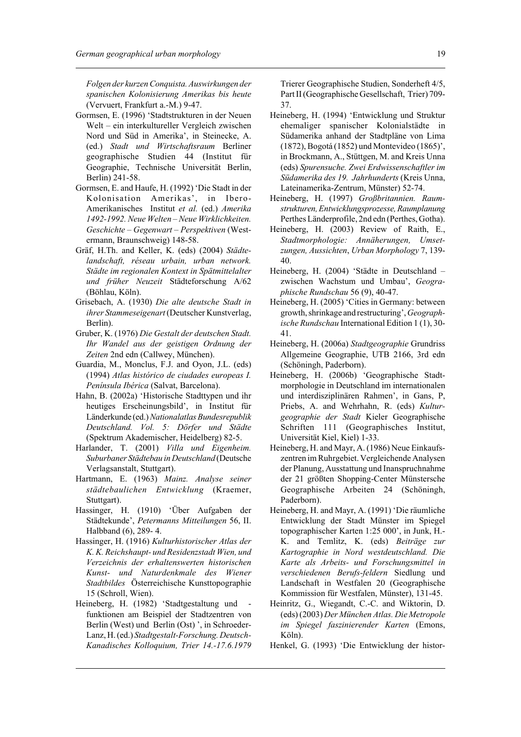*Folgen der kurzen Conquista. Auswirkungen der spanischen Kolonisierung Amerikas bis heute* (Vervuert, Frankfurt a.-M.) 9-47.

Gormsen, E. (1996) 'Stadtstrukturen in der Neuen Welt – ein interkultureller Vergleich zwischen Nord und Süd in Amerika', in Steinecke, A. (ed.) *Stadt und Wirtschaftsraum* Berliner geographische Studien 44 (Institut für Geographie, Technische Universität Berlin, Berlin) 241-58.

Gormsen, E. and Haufe, H. (1992) 'Die Stadt in der Kolonisation Amerikas', in Ibero-Amerikanisches Institut *et al.* (ed.) *Amerika 1492-1992. Neue Welten – Neue Wirklichkeiten. Geschichte – Gegenwart – Perspektiven* (Westermann, Braunschweig) 148-58.

Gräf, H.Th. and Keller, K. (eds) (2004) *Städtelandschaft, réseau urbain, urban network. Städte im regionalen Kontext in Spätmittelalter und früher Neuzeit* Städteforschung A/62 (Böhlau, Köln).

Grisebach, A. (1930) *Die alte deutsche Stadt in ihrer Stammeseigenart* (Deutscher Kunstverlag, Berlin).

Gruber, K. (1976) *Die Gestalt der deutschen Stadt. Ihr Wandel aus der geistigen Ordnung der Zeiten* 2nd edn (Callwey, München).

Guardia, M., Monclus, F.J. and Oyon, J.L. (eds) (1994) *Atlas histórico de ciudades europeas I. Península Ibérica* (Salvat, Barcelona).

Hahn, B. (2002a) 'Historische Stadttypen und ihr heutiges Erscheinungsbild', in Institut für Länderkunde (ed.) *Nationalatlas Bundesrepublik Deutschland. Vol. 5: Dörfer und Städte* (Spektrum Akademischer, Heidelberg) 82-5.

Harlander, T. (2001) *Villa und Eigenheim. Suburbaner Städtebau in Deutschland* (Deutsche Verlagsanstalt, Stuttgart).

Hartmann, E. (1963) *Mainz. Analyse seiner städtebaulichen Entwicklung* (Kraemer, Stuttgart).

Hassinger, H. (1910) 'Über Aufgaben der Städtekunde', *Petermanns Mitteilungen* 56, II. Halbband (6), 289- 4.

Hassinger, H. (1916) *Kulturhistorischer Atlas der K. K. Reichshaupt- und Residenzstadt Wien, und Verzeichnis der erhaltenswerten historischen Kunst- und Naturdenkmale des Wiener Stadtbildes* Österreichische Kunsttopographie 15 (Schroll, Wien).

Heineberg, H. (1982) 'Stadtgestaltung und -funktionen am Beispiel der Stadtzentren von Berlin (West) und Berlin (Ost) ', in Schroeder-Lanz, H. (ed.) *Stadtgestalt-Forschung. Deutsch-Kanadisches Kolloquium, Trier 14.-17.6.1979* Trierer Geographische Studien, Sonderheft 4/5, Part II (Geographische Gesellschaft, Trier) 709-37.

Heineberg, H. (1994) 'Entwicklung und Struktur ehemaliger spanischer Kolonialstädte in Südamerika anhand der Stadtpläne von Lima (1872), Bogotá (1852) und Montevideo (1865)', in Brockmann, A., Stüttgen, M. and Kreis Unna (eds) *Spurensuche. Zwei Erdwissenschaftler im Südamerika des 19. Jahrhunderts* (Kreis Unna, Lateinamerika-Zentrum, Münster) 52-74.

Heineberg, H. (1997) *Großbritannien. Raumstrukturen, Entwicklungsprozesse, Raumplanung* Perthes Länderprofile, 2nd edn (Perthes, Gotha).

Heineberg, H. (2003) Review of Raith, E., *Stadtmorphologie: Annäherungen, Umsetzungen, Aussichten*, *Urban Morphology* 7, 139-40.

Heineberg, H. (2004) 'Städte in Deutschland – zwischen Wachstum und Umbau', *Geographische Rundschau* 56 (9), 40-47.

Heineberg, H. (2005) 'Cities in Germany: between growth, shrinkage and restructuring', *Geographische Rundschau* International Edition 1 (1), 30-41.

Heineberg, H. (2006a) *Stadtgeographie* Grundriss Allgemeine Geographie, UTB 2166, 3rd edn (Schöningh, Paderborn).

Heineberg, H. (2006b) 'Geographische Stadtmorphologie in Deutschland im internationalen und interdisziplinären Rahmen', in Gans, P, Priebs, A. and Wehrhahn, R. (eds) *Kulturgeographie der Stadt* Kieler Geographische Schriften 111 (Geographisches Institut, Universität Kiel, Kiel) 1-33.

Heineberg, H. and Mayr, A. (1986) Neue Einkaufszentren im Ruhrgebiet. Vergleichende Analysen der Planung, Ausstattung und Inanspruchnahme der 21 größten Shopping-Center Münstersche Geographische Arbeiten 24 (Schöningh, Paderborn).

Heineberg, H. and Mayr, A. (1991) 'Die räumliche Entwicklung der Stadt Münster im Spiegel topographischer Karten 1:25 000', in Junk, H.-K. and Temlitz, K. (eds) *Beiträge zur Kartographie in Nord westdeutschland. Die Karte als Arbeits- und Forschungsmittel in verschiedenen Berufs-feldern* Siedlung und Landschaft in Westfalen 20 (Geographische Kommission für Westfalen, Münster), 131-45.

Heinritz, G., Wiegandt, C.-C. and Wiktorin, D. (eds) (2003) *Der München Atlas. Die Metropole im Spiegel faszinierender Karten* (Emons, Köln).

Henkel, G. (1993) 'Die Entwicklung der histor-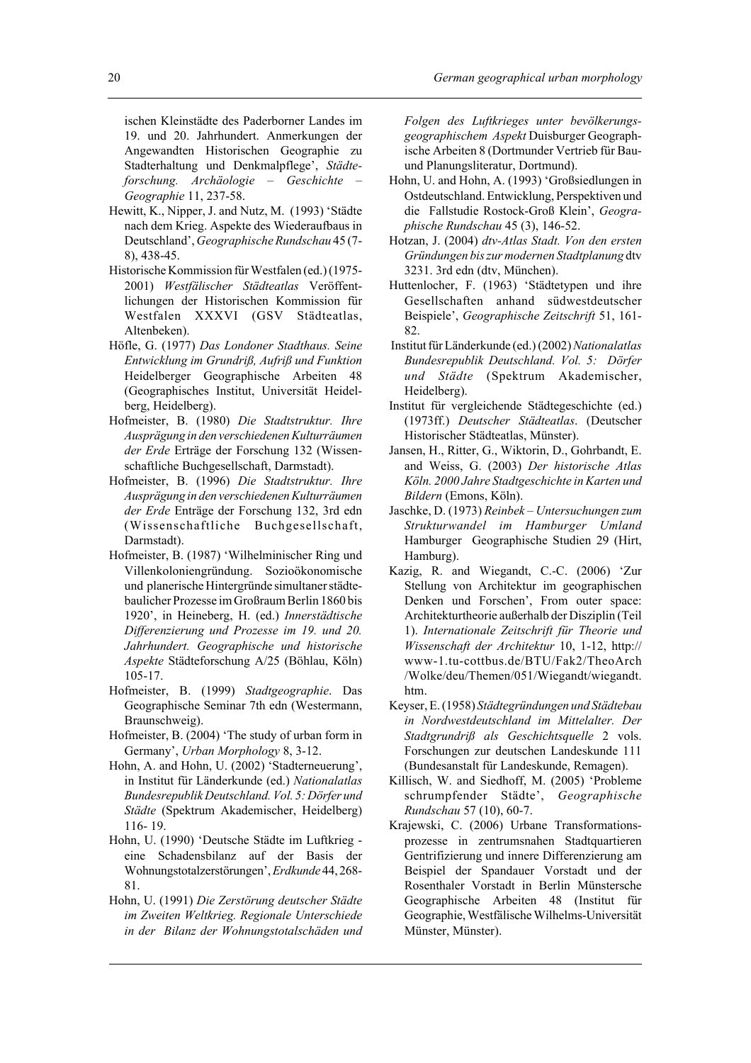ischen Kleinstädte des Paderborner Landes im 19. und 20. Jahrhundert. Anmerkungen der Angewandten Historischen Geographie zu Stadterhaltung und Denkmalpflege', *Städteforschung. Archäologie – Geschichte – Geographie* 11, 237-58.

Hewitt, K., Nipper, J. and Nutz, M. (1993) 'Städte nach dem Krieg. Aspekte des Wiederaufbaus in Deutschland', *Geographische Rundschau* 45 (7-8), 438-45.

Historische Kommission für Westfalen (ed.) (1975-2001) *Westfälischer Städteatlas* Veröffentlichungen der Historischen Kommission für Westfalen XXXVI (GSV Städteatlas, Altenbeken).

Höfle, G. (1977) *Das Londoner Stadthaus. Seine Entwicklung im Grundriß, Aufriß und Funktion* Heidelberger Geographische Arbeiten 48 (Geographisches Institut, Universität Heidelberg, Heidelberg).

Hofmeister, B. (1980) *Die Stadtstruktur. Ihre Ausprägung in den verschiedenen Kulturräumen der Erde* Erträge der Forschung 132 (Wissenschaftliche Buchgesellschaft, Darmstadt).

Hofmeister, B. (1996) *Die Stadtstruktur. Ihre Ausprägung in den verschiedenen Kulturräumen der Erde* Enträge der Forschung 132, 3rd edn (Wissenschaftliche Buchgesellschaft, Darmstadt).

Hofmeister, B. (1987) 'Wilhelminischer Ring und Villenkoloniengründung. Sozioökonomische und planerische Hintergründe simultaner städtebaulicher Prozesse im Großraum Berlin 1860 bis 1920', in Heineberg, H. (ed.) *Innerstädtische Differenzierung und Prozesse im 19. und 20. Jahrhundert. Geographische und historische Aspekte* Städteforschung A/25 (Böhlau, Köln) 105-17.

Hofmeister, B. (1999) *Stadtgeographie*. Das Geographische Seminar 7th edn (Westermann, Braunschweig).

Hofmeister, B. (2004) 'The study of urban form in Germany', *Urban Morphology* 8, 3-12.

Hohn, A. and Hohn, U. (2002) 'Stadterneuerung', in Institut für Länderkunde (ed.) *Nationalatlas Bundesrepublik Deutschland. Vol. 5: Dörfer und Städte* (Spektrum Akademischer, Heidelberg) 116- 19.

Hohn, U. (1990) 'Deutsche Städte im Luftkrieg - eine Schadensbilanz auf der Basis der Wohnungstotalzerstörungen', *Erdkunde* 44, 268-81.

Hohn, U. (1991) *Die Zerstörung deutscher Städte im Zweiten Weltkrieg. Regionale Unterschiede in der Bilanz der Wohnungstotalschäden und Folgen des Luftkrieges unter bevölkerungsgeographischem Aspekt* Duisburger Geographische Arbeiten 8 (Dortmunder Vertrieb für Bau- und Planungsliteratur, Dortmund).

Hohn, U. and Hohn, A. (1993) 'Großsiedlungen in Ostdeutschland. Entwicklung, Perspektiven und die Fallstudie Rostock-Groß Klein', *Geographische Rundschau* 45 (3), 146-52.

Hotzan, J. (2004) *dtv-Atlas Stadt. Von den ersten Gründungen bis zur modernen Stadtplanung* dtv 3231. 3rd edn (dtv, München).

Huttenlocher, F. (1963) 'Städtetypen und ihre Gesellschaften anhand südwestdeutscher Beispiele', *Geographische Zeitschrift* 51, 161-82.

Institut für Länderkunde (ed.) (2002) *Nationalatlas Bundesrepublik Deutschland. Vol. 5: Dörfer und Städte* (Spektrum Akademischer, Heidelberg).

Institut für vergleichende Städtegeschichte (ed.) (1973ff.) *Deutscher Städteatlas*. (Deutscher Historischer Städteatlas, Münster).

Jansen, H., Ritter, G., Wiktorin, D., Gohrbandt, E. and Weiss, G. (2003) *Der historische Atlas Köln. 2000 Jahre Stadtgeschichte in Karten und Bildern* (Emons, Köln).

Jaschke, D. (1973) *Reinbek – Untersuchungen zum Strukturwandel im Hamburger Umland* Hamburger Geographische Studien 29 (Hirt, Hamburg).

Kazig, R. and Wiegandt, C.-C. (2006) 'Zur Stellung von Architektur im geographischen Denken und Forschen', From outer space: Architekturtheorie außerhalb der Disziplin (Teil 1). *Internationale Zeitschrift für Theorie und Wissenschaft der Architektur* 10, 1-12, http://www-1.tu-cottbus.de/BTU/Fak2/TheoArch/Wolke/deu/Themen/051/Wiegandt/wiegandt.htm.

Keyser, E. (1958) *Städtegründungen und Städtebau in Nordwestdeutschland im Mittelalter. Der Stadtgrundriß als Geschichtsquelle* 2 vols. Forschungen zur deutschen Landeskunde 111 (Bundesanstalt für Landeskunde, Remagen).

Killisch, W. and Siedhoff, M. (2005) 'Probleme schrumpfender Städte', *Geographische Rundschau* 57 (10), 60-7.

Krajewski, C. (2006) Urbane Transformationsprozesse in zentrumsnahen Stadtquartieren Gentrifizierung und innere Differenzierung am Beispiel der Spandauer Vorstadt und der Rosenthaler Vorstadt in Berlin Münstersche Geographische Arbeiten 48 (Institut für Geographie, Westfälische Wilhelms-Universität Münster, Münster).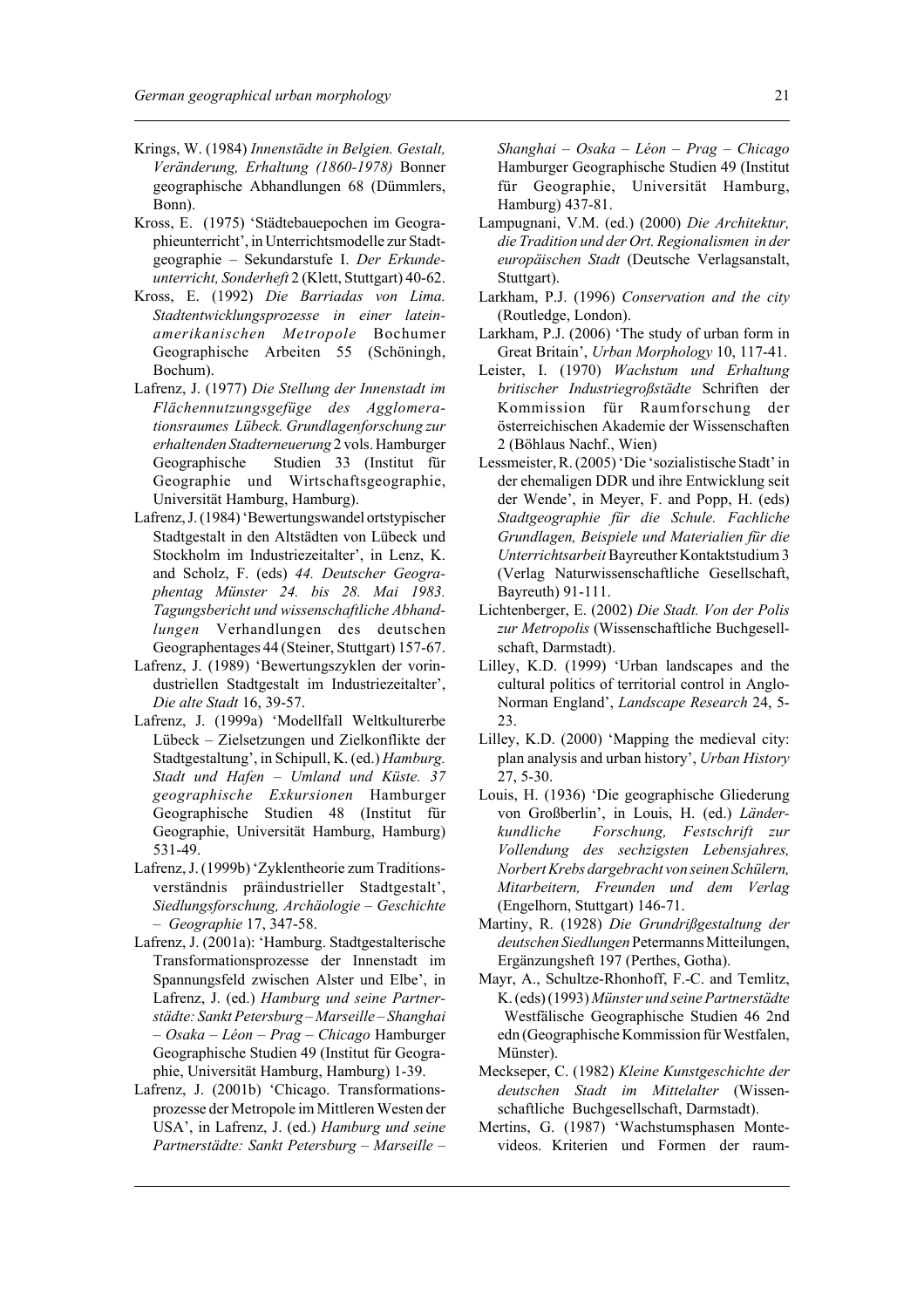Krings, W. (1984) *Innenstädte in Belgien. Gestalt, Veränderung, Erhaltung (1860-1978)* Bonner geographische Abhandlungen 68 (Dümmlers, Bonn).

Kross, E. (1975) 'Städtebauepochen im Geographieunterricht', in Unterrichtsmodelle zur Stadtgeographie – Sekundarstufe I. *Der Erdkundeunterricht, Sonderheft* 2 (Klett, Stuttgart) 40-62.

Kross, E. (1992) *Die Barriadas von Lima. Stadtentwicklungsprozesse in einer lateinamerikanischen Metropole* Bochumer Geographische Arbeiten 55 (Schöningh, Bochum).

Lafrenz, J. (1977) *Die Stellung der Innenstadt im Flächennutzungsgefüge des Agglomerationsraumes Lübeck. Grundlagenforschung zur erhaltenden Stadterneuerung* 2 vols. Hamburger Geographische Studien 33 (Institut für Geographie und Wirtschaftsgeographie, Universität Hamburg, Hamburg).

Lafrenz, J. (1984) 'Bewertungswandel ortstypischer Stadtgestalt in den Altstädten von Lübeck und Stockholm im Industriezeitalter', in Lenz, K. and Scholz, F. (eds) *44. Deutscher Geographentag Münster 24. bis 28. Mai 1983. Tagungsbericht und wissenschaftliche Abhandlungen* Verhandlungen des deutschen Geographentages 44 (Steiner, Stuttgart) 157-67.

Lafrenz, J. (1989) 'Bewertungszyklen der vorindustriellen Stadtgestalt im Industriezeitalter', *Die alte Stadt* 16, 39-57.

Lafrenz, J. (1999a) 'Modellfall Weltkulturerbe Lübeck – Zielsetzungen und Zielkonflikte der Stadtgestaltung', in Schipull, K. (ed.) *Hamburg. Stadt und Hafen – Umland und Küste. 37 geographische Exkursionen* Hamburger Geographische Studien 48 (Institut für Geographie, Universität Hamburg, Hamburg) 531-49.

Lafrenz, J. (1999b) 'Zyklentheorie zum Traditionsverständnis präindustrieller Stadtgestalt', *Siedlungsforschung, Archäologie – Geschichte – Geographie* 17, 347-58.

Lafrenz, J. (2001a): 'Hamburg. Stadtgestalterische Transformationsprozesse der Innenstadt im Spannungsfeld zwischen Alster und Elbe', in Lafrenz, J. (ed.) *Hamburg und seine Partnerstädte: Sankt Petersburg – Marseille – Shanghai – Osaka – Léon – Prag – Chicago* Hamburger Geographische Studien 49 (Institut für Geographie, Universität Hamburg, Hamburg) 1-39.

Lafrenz, J. (2001b) 'Chicago. Transformationsprozesse der Metropole im Mittleren Westen der USA', in Lafrenz, J. (ed.) *Hamburg und seine Partnerstädte: Sankt Petersburg – Marseille – Shanghai – Osaka – Léon – Prag – Chicago* Hamburger Geographische Studien 49 (Institut für Geographie, Universität Hamburg, Hamburg) 437-81.

Lampugnani, V.M. (ed.) (2000) *Die Architektur, die Tradition und der Ort. Regionalismen in der europäischen Stadt* (Deutsche Verlagsanstalt, Stuttgart).

Larkham, P.J. (1996) *Conservation and the city* (Routledge, London).

Larkham, P.J. (2006) 'The study of urban form in Great Britain', *Urban Morphology* 10, 117-41.

Leister, I. (1970) *Wachstum und Erhaltung britischer Industriegroßstädte* Schriften der Kommission für Raumforschung der österreichischen Akademie der Wissenschaften 2 (Böhlaus Nachf., Wien)

Lessmeister, R. (2005) 'Die 'sozialistische Stadt' in der ehemaligen DDR und ihre Entwicklung seit der Wende', in Meyer, F. and Popp, H. (eds) *Stadtgeographie für die Schule. Fachliche Grundlagen, Beispiele und Materialien für die Unterrichtsarbeit* Bayreuther Kontaktstudium 3 (Verlag Naturwissenschaftliche Gesellschaft, Bayreuth) 91-111.

Lichtenberger, E. (2002) *Die Stadt. Von der Polis zur Metropolis* (Wissenschaftliche Buchgesellschaft, Darmstadt).

Lilley, K.D. (1999) 'Urban landscapes and the cultural politics of territorial control in Anglo-Norman England', *Landscape Research* 24, 5-23.

Lilley, K.D. (2000) 'Mapping the medieval city: plan analysis and urban history', *Urban History* 27, 5-30.

Louis, H. (1936) 'Die geographische Gliederung von Großberlin', in Louis, H. (ed.) *Länderkundliche Forschung, Festschrift zur Vollendung des sechzigsten Lebensjahres, Norbert Krebs dargebracht von seinen Schülern, Mitarbeitern, Freunden und dem Verlag* (Engelhorn, Stuttgart) 146-71.

Martiny, R. (1928) *Die Grundrißgestaltung der deutschen Siedlungen* Petermanns Mitteilungen, Ergänzungsheft 197 (Perthes, Gotha).

Mayr, A., Schultze-Rhonhoff, F.-C. and Temlitz, K. (eds) (1993) *Münster und seine Partnerstädte* Westfälische Geographische Studien 46 2nd edn (Geographische Kommission für Westfalen, Münster).

Meckseper, C. (1982) *Kleine Kunstgeschichte der deutschen Stadt im Mittelalter* (Wissenschaftliche Buchgesellschaft, Darmstadt).

Mertins, G. (1987) 'Wachstumsphasen Montevideos. Kriterien und Formen der raum-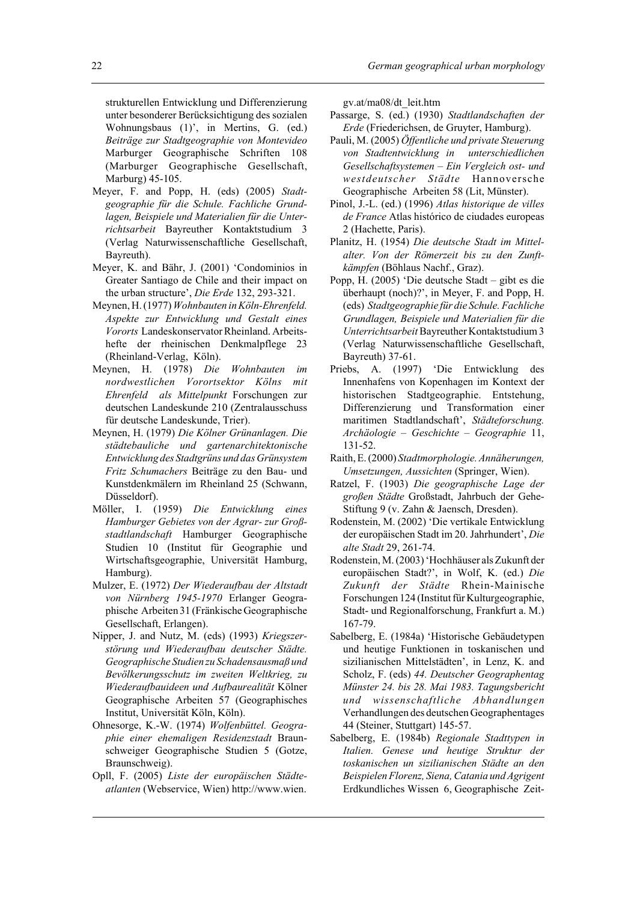strukturellen Entwicklung und Differenzierung unter besonderer Berücksichtigung des sozialen Wohnungsbaus (1)', in Mertins, G. (ed.) *Beiträge zur Stadtgeographie von Montevideo* Marburger Geographische Schriften 108 (Marburger Geographische Gesellschaft, Marburg) 45-105.

Meyer, F. and Popp, H. (eds) (2005) *Stadtgeographie für die Schule. Fachliche Grundlagen, Beispiele und Materialien für die Unterrichtsarbeit* Bayreuther Kontaktstudium 3 (Verlag Naturwissenschaftliche Gesellschaft, Bayreuth).

Meyer, K. and Bähr, J. (2001) 'Condominios in Greater Santiago de Chile and their impact on the urban structure', *Die Erde* 132, 293-321.

Meynen, H. (1977) *Wohnbauten in Köln-Ehrenfeld. Aspekte zur Entwicklung und Gestalt eines Vororts* Landeskonservator Rheinland. Arbeitshefte der rheinischen Denkmalpflege 23 (Rheinland-Verlag, Köln).

Meynen, H. (1978) *Die Wohnbauten im nordwestlichen Vorortsektor Kölns mit Ehrenfeld als Mittelpunkt* Forschungen zur deutschen Landeskunde 210 (Zentralausschuss für deutsche Landeskunde, Trier).

Meynen, H. (1979) *Die Kölner Grünanlagen. Die städtebauliche und gartenarchitektonische Entwicklung des Stadtgrüns und das Grünsystem Fritz Schumachers* Beiträge zu den Bau- und Kunstdenkmälern im Rheinland 25 (Schwann, Düsseldorf).

Möller, I. (1959) *Die Entwicklung eines Hamburger Gebietes von der Agrar- zur Großstadtlandschaft* Hamburger Geographische Studien 10 (Institut für Geographie und Wirtschaftsgeographie, Universität Hamburg, Hamburg).

Mulzer, E. (1972) *Der Wiederaufbau der Altstadt von Nürnberg 1945-1970* Erlanger Geographische Arbeiten 31 (Fränkische Geographische Gesellschaft, Erlangen).

Nipper, J. and Nutz, M. (eds) (1993) *Kriegszerstörung und Wiederaufbau deutscher Städte. Geographische Studien zu Schadensausmaß und Bevölkerungsschutz im zweiten Weltkrieg, zu Wiederaufbauideen und Aufbaurealität* Kölner Geographische Arbeiten 57 (Geographisches Institut, Universität Köln, Köln).

Ohnesorge, K.-W. (1974) *Wolfenbüttel. Geographie einer ehemaligen Residenzstadt* Braunschweiger Geographische Studien 5 (Gotze, Braunschweig).

Opll, F. (2005) *Liste der europäischen Städteatlanten* (Webservice, Wien) http://www.wien.gv.at/ma08/dt_leit.htm

Passarge, S. (ed.) (1930) *Stadtlandschaften der Erde* (Friederichsen, de Gruyter, Hamburg).

Pauli, M. (2005) *Öffentliche und private Steuerung von Stadtentwicklung in unterschiedlichen Gesellschaftssystemen – Ein Vergleich ost- und westdeutscher Städte* Hannoversche Geographische Arbeiten 58 (Lit, Münster).

Pinol, J.-L. (ed.) (1996) *Atlas historique de villes de France* Atlas histórico de ciudades europeas 2 (Hachette, Paris).

Planitz, H. (1954) *Die deutsche Stadt im Mittelalter. Von der Römerzeit bis zu den Zunftkämpfen* (Böhlaus Nachf., Graz).

Popp, H. (2005) 'Die deutsche Stadt – gibt es die überhaupt (noch)?', in Meyer, F. and Popp, H. (eds) *Stadtgeographie für die Schule. Fachliche Grundlagen, Beispiele und Materialien für die Unterrichtsarbeit* Bayreuther Kontaktstudium 3 (Verlag Naturwissenschaftliche Gesellschaft, Bayreuth) 37-61.

Priebs, A. (1997) 'Die Entwicklung des Innenhafens von Kopenhagen im Kontext der historischen Stadtgeographie. Entstehung, Differenzierung und Transformation einer maritimen Stadtlandschaft', *Städteforschung. Archäologie – Geschichte – Geographie* 11, 131-52.

Raith, E. (2000) *Stadtmorphologie. Annäherungen, Umsetzungen, Aussichten* (Springer, Wien).

Ratzel, F. (1903) *Die geographische Lage der großen Städte* Großstadt, Jahrbuch der Gehe-Stiftung 9 (v. Zahn & Jaensch, Dresden).

Rodenstein, M. (2002) 'Die vertikale Entwicklung der europäischen Stadt im 20. Jahrhundert', *Die alte Stadt* 29, 261-74.

Rodenstein, M. (2003) 'Hochhäuser als Zukunft der europäischen Stadt?', in Wolf, K. (ed.) *Die Zukunft der Städte* Rhein-Mainische Forschungen 124 (Institut für Kulturgeographie, Stadt- und Regionalforschung, Frankfurt a. M.) 167-79.

Sabelberg, E. (1984a) 'Historische Gebäudetypen und heutige Funktionen in toskanischen und sizilianischen Mittelstädten', in Lenz, K. and Scholz, F. (eds) *44. Deutscher Geographentag Münster 24. bis 28. Mai 1983. Tagungsbericht und wissenschaftliche Abhandlungen* Verhandlungen des deutschen Geographentages 44 (Steiner, Stuttgart) 145-57.

Sabelberg, E. (1984b) *Regionale Stadttypen in Italien. Genese und heutige Struktur der toskanischen un sizilianischen Städte an den Beispielen Florenz, Siena, Catania und Agrigent* Erdkundliches Wissen 6, Geographische Zeit-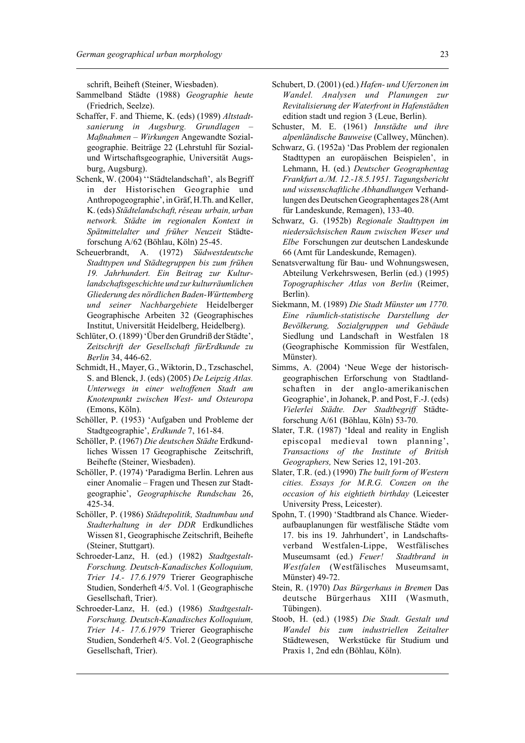schrift, Beiheft (Steiner, Wiesbaden).

Sammelband Städte (1988) *Geographie heute* (Friedrich, Seelze).

Schaffer, F. and Thieme, K. (eds) (1989) *Altstadtsanierung in Augsburg. Grundlagen – Maßnahmen – Wirkungen* Angewandte Sozialgeographie. Beiträge 22 (Lehrstuhl für Sozial- und Wirtschaftsgeographie, Universität Augsburg, Augsburg).

Schenk, W. (2004) ''Städtelandschaft', als Begriff in der Historischen Geographie und Anthropogeographie', in Gräf, H.Th. and Keller, K. (eds) *Städtelandschaft, réseau urbain, urban network. Städte im regionalen Kontext in Spätmittelalter und früher Neuzeit* Städteforschung A/62 (Böhlau, Köln) 25-45.

Scheuerbrandt, A. (1972) *Südwestdeutsche Stadttypen und Städtegruppen bis zum frühen 19. Jahrhundert. Ein Beitrag zur Kulturlandschaftsgeschichte und zur kulturräumlichen Gliederung des nördlichen Baden-Württemberg und seiner Nachbargebiete* Heidelberger Geographische Arbeiten 32 (Geographisches Institut, Universität Heidelberg, Heidelberg).

Schlüter, O. (1899) 'Über den Grundriß der Städte', *Zeitschrift der Gesellschaft fürErdkunde zu Berlin* 34, 446-62.

Schmidt, H., Mayer, G., Wiktorin, D., Tzschaschel, S. and Blenck, J. (eds) (2005) *De Leipzig Atlas. Unterwegs in einer weltoffenen Stadt am Knotenpunkt zwischen West- und Osteuropa* (Emons, Köln).

Schöller, P. (1953) 'Aufgaben und Probleme der Stadtgeographie', *Erdkunde* 7, 161-84.

Schöller, P. (1967) *Die deutschen Städte* Erdkundliches Wissen 17 Geographische Zeitschrift, Beihefte (Steiner, Wiesbaden).

Schöller, P. (1974) 'Paradigma Berlin. Lehren aus einer Anomalie – Fragen und Thesen zur Stadtgeographie', *Geographische Rundschau* 26, 425-34.

Schöller, P. (1986) *Städtepolitik, Stadtumbau und Stadterhaltung in der DDR* Erdkundliches Wissen 81, Geographische Zeitschrift, Beihefte (Steiner, Stuttgart).

Schroeder-Lanz, H. (ed.) (1982) *Stadtgestalt-Forschung. Deutsch-Kanadisches Kolloquium, Trier 14.- 17.6.1979* Trierer Geographische Studien, Sonderheft 4/5. Vol. 1 (Geographische Gesellschaft, Trier).

Schroeder-Lanz, H. (ed.) (1986) *Stadtgestalt-Forschung. Deutsch-Kanadisches Kolloquium, Trier 14.- 17.6.1979* Trierer Geographische Studien, Sonderheft 4/5. Vol. 2 (Geographische Gesellschaft, Trier).

Schubert, D. (2001) (ed.) *Hafen- und Uferzonen im Wandel. Analysen und Planungen zur Revitalisierung der Waterfront in Hafenstädten* edition stadt und region 3 (Leue, Berlin).

Schuster, M. E. (1961) *Innstädte und ihre alpenländische Bauweise* (Callwey, München).

Schwarz, G. (1952a) 'Das Problem der regionalen Stadttypen an europäischen Beispielen', in Lehmann, H. (ed.) *Deutscher Geographentag Frankfurt a./M. 12.-18.5.1951. Tagungsbericht und wissenschaftliche Abhandlungen* Verhandlungen des Deutschen Geographentages 28 (Amt für Landeskunde, Remagen), 133-40.

Schwarz, G. (1952b) *Regionale Stadttypen im niedersächsischen Raum zwischen Weser und Elbe* Forschungen zur deutschen Landeskunde 66 (Amt für Landeskunde, Remagen).

Senatsverwaltung für Bau- und Wohnungswesen, Abteilung Verkehrswesen, Berlin (ed.) (1995) *Topographischer Atlas von Berlin* (Reimer, Berlin).

Siekmann, M. (1989) *Die Stadt Münster um 1770. Eine räumlich-statistische Darstellung der Bevölkerung, Sozialgruppen und Gebäude* Siedlung und Landschaft in Westfalen 18 (Geographische Kommission für Westfalen, Münster).

Simms, A. (2004) 'Neue Wege der historisch-geographischen Erforschung von Stadtlandschaften in der anglo-amerikanischen Geographie', in Johanek, P. and Post, F.-J. (eds) *Vielerlei Städte. Der Stadtbegriff* Städteforschung A/61 (Böhlau, Köln) 53-70.

Slater, T.R. (1987) 'Ideal and reality in English episcopal medieval town planning', *Transactions of the Institute of British Geographers,* New Series 12, 191-203.

Slater, T.R. (ed.) (1990) *The built form of Western cities. Essays for M.R.G. Conzen on the occasion of his eightieth birthday* (Leicester University Press, Leicester).

Spohn, T. (1990) 'Stadtbrand als Chance. Wiederaufbauplanungen für westfälische Städte vom 17. bis ins 19. Jahrhundert', in Landschaftsverband Westfalen-Lippe, Westfälisches Museumsamt (ed.) *Feuer! Stadtbrand in Westfalen* (Westfälisches Museumsamt, Münster) 49-72.

Stein, R. (1970) *Das Bürgerhaus in Bremen* Das deutsche Bürgerhaus XIII (Wasmuth, Tübingen).

Stoob, H. (ed.) (1985) *Die Stadt. Gestalt und Wandel bis zum industriellen Zeitalter* Städtewesen, Werkstücke für Studium und Praxis 1, 2nd edn (Böhlau, Köln).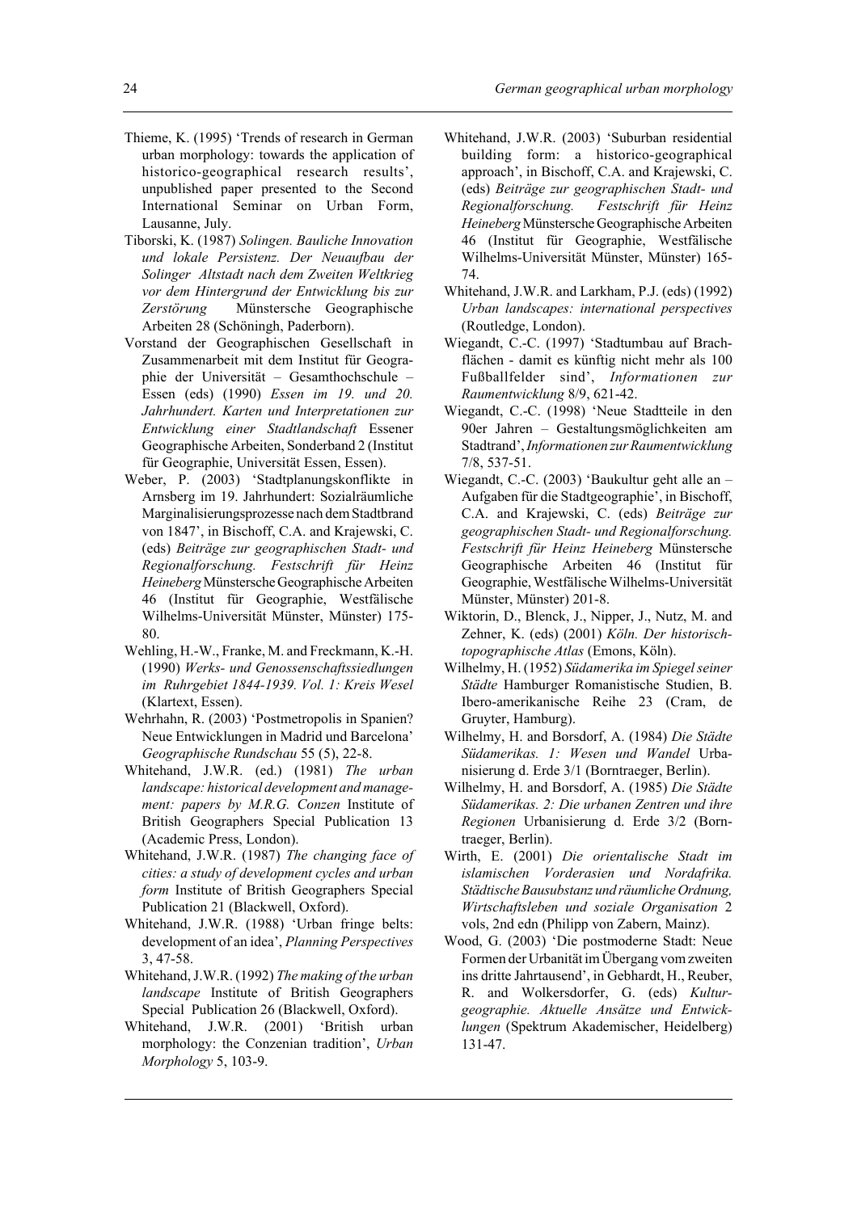Thieme, K. (1995) 'Trends of research in German urban morphology: towards the application of historico-geographical research results', unpublished paper presented to the Second International Seminar on Urban Form, Lausanne, July.

Tiborski, K. (1987) *Solingen. Bauliche Innovation und lokale Persistenz. Der Neuaufbau der Solinger Altstadt nach dem Zweiten Weltkrieg vor dem Hintergrund der Entwicklung bis zur Zerstörung* Münstersche Geographische Arbeiten 28 (Schöningh, Paderborn).

Vorstand der Geographischen Gesellschaft in Zusammenarbeit mit dem Institut für Geographie der Universität – Gesamthochschule – Essen (eds) (1990) *Essen im 19. und 20. Jahrhundert. Karten und Interpretationen zur Entwicklung einer Stadtlandschaft* Essener Geographische Arbeiten, Sonderband 2 (Institut für Geographie, Universität Essen, Essen).

Weber, P. (2003) 'Stadtplanungskonflikte in Arnsberg im 19. Jahrhundert: Sozialräumliche Marginalisierungsprozesse nach dem Stadtbrand von 1847', in Bischoff, C.A. and Krajewski, C. (eds) *Beiträge zur geographischen Stadt- und Regionalforschung. Festschrift für Heinz Heineberg* Münstersche Geographische Arbeiten 46 (Institut für Geographie, Westfälische Wilhelms-Universität Münster, Münster) 175-80.

Wehling, H.-W., Franke, M. and Freckmann, K.-H. (1990) *Werks- und Genossenschaftssiedlungen im Ruhrgebiet 1844-1939. Vol. 1: Kreis Wesel* (Klartext, Essen).

Wehrhahn, R. (2003) 'Postmetropolis in Spanien? Neue Entwicklungen in Madrid und Barcelona' *Geographische Rundschau* 55 (5), 22-8.

Whitehand, J.W.R. (ed.) (1981) *The urban landscape: historical development and management: papers by M.R.G. Conzen* Institute of British Geographers Special Publication 13 (Academic Press, London).

Whitehand, J.W.R. (1987) *The changing face of cities: a study of development cycles and urban form* Institute of British Geographers Special Publication 21 (Blackwell, Oxford).

Whitehand, J.W.R. (1988) 'Urban fringe belts: development of an idea', *Planning Perspectives* 3, 47-58.

Whitehand, J.W.R. (1992) *The making of the urban landscape* Institute of British Geographers Special Publication 26 (Blackwell, Oxford).

Whitehand, J.W.R. (2001) 'British urban morphology: the Conzenian tradition', *Urban Morphology* 5, 103-9.

Whitehand, J.W.R. (2003) 'Suburban residential building form: a historico-geographical approach', in Bischoff, C.A. and Krajewski, C. (eds) *Beiträge zur geographischen Stadt- und Regionalforschung. Festschrift für Heinz Heineberg* Münstersche Geographische Arbeiten 46 (Institut für Geographie, Westfälische Wilhelms-Universität Münster, Münster) 165-74.

Whitehand, J.W.R. and Larkham, P.J. (eds) (1992) *Urban landscapes: international perspectives* (Routledge, London).

Wiegandt, C.-C. (1997) 'Stadtumbau auf Brachflächen - damit es künftig nicht mehr als 100 Fußballfelder sind', *Informationen zur Raumentwicklung* 8/9, 621-42.

Wiegandt, C.-C. (1998) 'Neue Stadtteile in den 90er Jahren – Gestaltungsmöglichkeiten am Stadtrand', *Informationen zur Raumentwicklung* 7/8, 537-51.

Wiegandt, C.-C. (2003) 'Baukultur geht alle an – Aufgaben für die Stadtgeographie', in Bischoff, C.A. and Krajewski, C. (eds) *Beiträge zur geographischen Stadt- und Regionalforschung. Festschrift für Heinz Heineberg* Münstersche Geographische Arbeiten 46 (Institut für Geographie, Westfälische Wilhelms-Universität Münster, Münster) 201-8.

Wiktorin, D., Blenck, J., Nipper, J., Nutz, M. and Zehner, K. (eds) (2001) *Köln. Der historisch-topographische Atlas* (Emons, Köln).

Wilhelmy, H. (1952) *Südamerika im Spiegel seiner Städte* Hamburger Romanistische Studien, B. Ibero-amerikanische Reihe 23 (Cram, de Gruyter, Hamburg).

Wilhelmy, H. and Borsdorf, A. (1984) *Die Städte Südamerikas. 1: Wesen und Wandel* Urbanisierung d. Erde 3/1 (Borntraeger, Berlin).

Wilhelmy, H. and Borsdorf, A. (1985) *Die Städte Südamerikas. 2: Die urbanen Zentren und ihre Regionen* Urbanisierung d. Erde 3/2 (Borntraeger, Berlin).

Wirth, E. (2001) *Die orientalische Stadt im islamischen Vorderasien und Nordafrika. Städtische Bausubstanz und räumliche Ordnung, Wirtschaftsleben und soziale Organisation* 2 vols, 2nd edn (Philipp von Zabern, Mainz).

Wood, G. (2003) 'Die postmoderne Stadt: Neue Formen der Urbanität im Übergang vom zweiten ins dritte Jahrtausend', in Gebhardt, H., Reuber, R. and Wolkersdorfer, G. (eds) *Kulturgeographie. Aktuelle Ansätze und Entwicklungen* (Spektrum Akademischer, Heidelberg) 131-47.